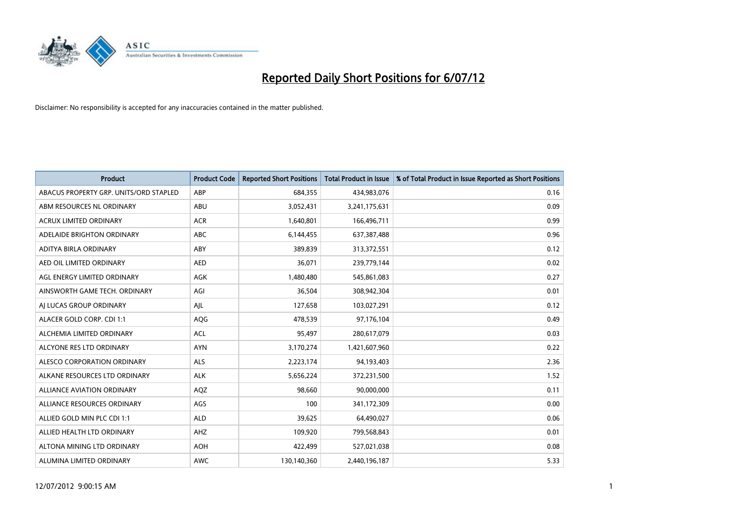# Reported Daily Short Positions for 6/07/12

Disclaimer: No responsibility is accepted for any inaccuracies contained in the matter published.

| Product | Product Code | Reported Short Positions | Total Product in Issue | % of Total Product in Issue Reported as Short Positions |
|---|---|---|---|---|
| ABACUS PROPERTY GRP. UNITS/ORD STAPLED | ABP | 684,355 | 434,983,076 | 0.16 |
| ABM RESOURCES NL ORDINARY | ABU | 3,052,431 | 3,241,175,631 | 0.09 |
| ACRUX LIMITED ORDINARY | ACR | 1,640,801 | 166,496,711 | 0.99 |
| ADELAIDE BRIGHTON ORDINARY | ABC | 6,144,455 | 637,387,488 | 0.96 |
| ADITYA BIRLA ORDINARY | ABY | 389,839 | 313,372,551 | 0.12 |
| AED OIL LIMITED ORDINARY | AED | 36,071 | 239,779,144 | 0.02 |
| AGL ENERGY LIMITED ORDINARY | AGK | 1,480,480 | 545,861,083 | 0.27 |
| AINSWORTH GAME TECH. ORDINARY | AGI | 36,504 | 308,942,304 | 0.01 |
| AJ LUCAS GROUP ORDINARY | AJL | 127,658 | 103,027,291 | 0.12 |
| ALACER GOLD CORP. CDI 1:1 | AQG | 478,539 | 97,176,104 | 0.49 |
| ALCHEMIA LIMITED ORDINARY | ACL | 95,497 | 280,617,079 | 0.03 |
| ALCYONE RES LTD ORDINARY | AYN | 3,170,274 | 1,421,607,960 | 0.22 |
| ALESCO CORPORATION ORDINARY | ALS | 2,223,174 | 94,193,403 | 2.36 |
| ALKANE RESOURCES LTD ORDINARY | ALK | 5,656,224 | 372,231,500 | 1.52 |
| ALLIANCE AVIATION ORDINARY | AQZ | 98,660 | 90,000,000 | 0.11 |
| ALLIANCE RESOURCES ORDINARY | AGS | 100 | 341,172,309 | 0.00 |
| ALLIED GOLD MIN PLC CDI 1:1 | ALD | 39,625 | 64,490,027 | 0.06 |
| ALLIED HEALTH LTD ORDINARY | AHZ | 109,920 | 799,568,843 | 0.01 |
| ALTONA MINING LTD ORDINARY | AOH | 422,499 | 527,021,038 | 0.08 |
| ALUMINA LIMITED ORDINARY | AWC | 130,140,360 | 2,440,196,187 | 5.33 |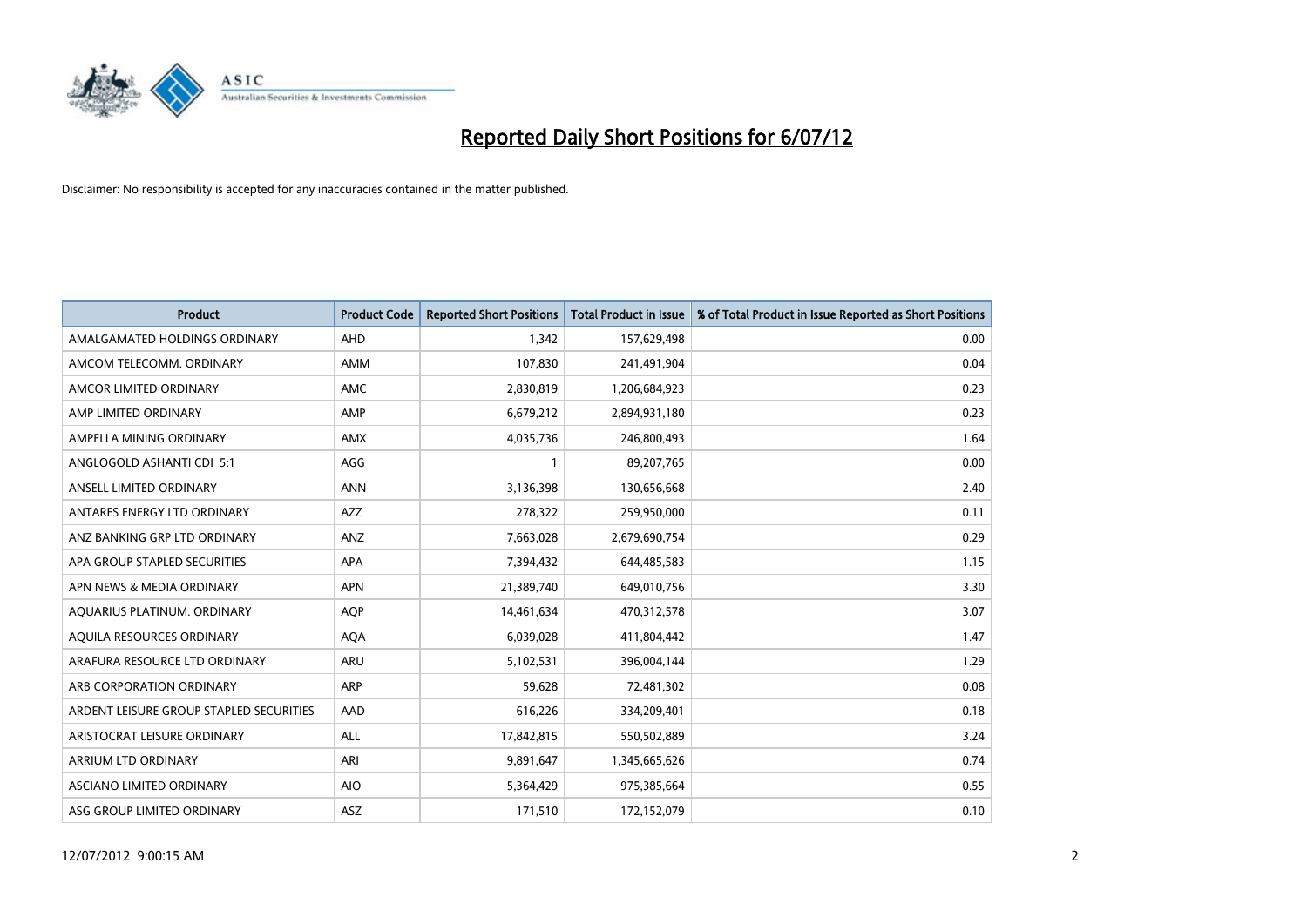# Reported Daily Short Positions for 6/07/12

Disclaimer: No responsibility is accepted for any inaccuracies contained in the matter published.

| Product | Product Code | Reported Short Positions | Total Product in Issue | % of Total Product in Issue Reported as Short Positions |
|---|---|---|---|---|
| AMALGAMATED HOLDINGS ORDINARY | AHD | 1,342 | 157,629,498 | 0.00 |
| AMCOM TELECOMM. ORDINARY | AMM | 107,830 | 241,491,904 | 0.04 |
| AMCOR LIMITED ORDINARY | AMC | 2,830,819 | 1,206,684,923 | 0.23 |
| AMP LIMITED ORDINARY | AMP | 6,679,212 | 2,894,931,180 | 0.23 |
| AMPELLA MINING ORDINARY | AMX | 4,035,736 | 246,800,493 | 1.64 |
| ANGLOGOLD ASHANTI CDI 5:1 | AGG | 1 | 89,207,765 | 0.00 |
| ANSELL LIMITED ORDINARY | ANN | 3,136,398 | 130,656,668 | 2.40 |
| ANTARES ENERGY LTD ORDINARY | AZZ | 278,322 | 259,950,000 | 0.11 |
| ANZ BANKING GRP LTD ORDINARY | ANZ | 7,663,028 | 2,679,690,754 | 0.29 |
| APA GROUP STAPLED SECURITIES | APA | 7,394,432 | 644,485,583 | 1.15 |
| APN NEWS & MEDIA ORDINARY | APN | 21,389,740 | 649,010,756 | 3.30 |
| AQUARIUS PLATINUM. ORDINARY | AQP | 14,461,634 | 470,312,578 | 3.07 |
| AQUILA RESOURCES ORDINARY | AQA | 6,039,028 | 411,804,442 | 1.47 |
| ARAFURA RESOURCE LTD ORDINARY | ARU | 5,102,531 | 396,004,144 | 1.29 |
| ARB CORPORATION ORDINARY | ARP | 59,628 | 72,481,302 | 0.08 |
| ARDENT LEISURE GROUP STAPLED SECURITIES | AAD | 616,226 | 334,209,401 | 0.18 |
| ARISTOCRAT LEISURE ORDINARY | ALL | 17,842,815 | 550,502,889 | 3.24 |
| ARRIUM LTD ORDINARY | ARI | 9,891,647 | 1,345,665,626 | 0.74 |
| ASCIANO LIMITED ORDINARY | AIO | 5,364,429 | 975,385,664 | 0.55 |
| ASG GROUP LIMITED ORDINARY | ASZ | 171,510 | 172,152,079 | 0.10 |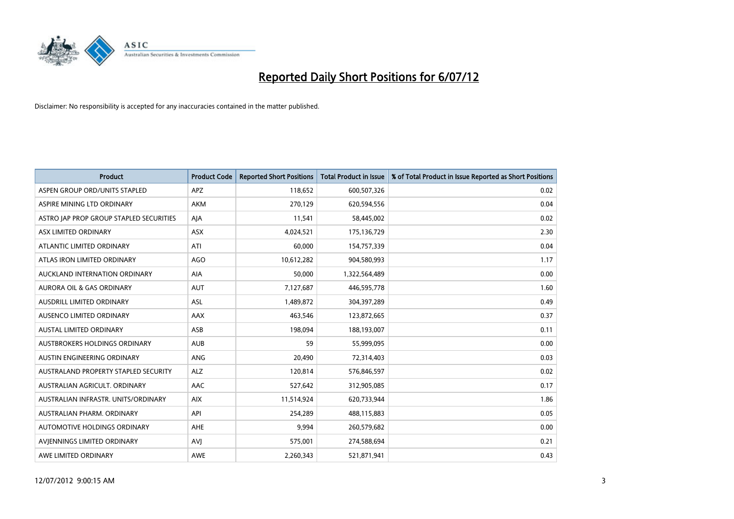# Reported Daily Short Positions for 6/07/12

Disclaimer: No responsibility is accepted for any inaccuracies contained in the matter published.

| Product | Product Code | Reported Short Positions | Total Product in Issue | % of Total Product in Issue Reported as Short Positions |
|---|---|---|---|---|
| ASPEN GROUP ORD/UNITS STAPLED | APZ | 118,652 | 600,507,326 | 0.02 |
| ASPIRE MINING LTD ORDINARY | AKM | 270,129 | 620,594,556 | 0.04 |
| ASTRO JAP PROP GROUP STAPLED SECURITIES | AJA | 11,541 | 58,445,002 | 0.02 |
| ASX LIMITED ORDINARY | ASX | 4,024,521 | 175,136,729 | 2.30 |
| ATLANTIC LIMITED ORDINARY | ATI | 60,000 | 154,757,339 | 0.04 |
| ATLAS IRON LIMITED ORDINARY | AGO | 10,612,282 | 904,580,993 | 1.17 |
| AUCKLAND INTERNATION ORDINARY | AIA | 50,000 | 1,322,564,489 | 0.00 |
| AURORA OIL & GAS ORDINARY | AUT | 7,127,687 | 446,595,778 | 1.60 |
| AUSDRILL LIMITED ORDINARY | ASL | 1,489,872 | 304,397,289 | 0.49 |
| AUSENCO LIMITED ORDINARY | AAX | 463,546 | 123,872,665 | 0.37 |
| AUSTAL LIMITED ORDINARY | ASB | 198,094 | 188,193,007 | 0.11 |
| AUSTBROKERS HOLDINGS ORDINARY | AUB | 59 | 55,999,095 | 0.00 |
| AUSTIN ENGINEERING ORDINARY | ANG | 20,490 | 72,314,403 | 0.03 |
| AUSTRALAND PROPERTY STAPLED SECURITY | ALZ | 120,814 | 576,846,597 | 0.02 |
| AUSTRALIAN AGRICULT. ORDINARY | AAC | 527,642 | 312,905,085 | 0.17 |
| AUSTRALIAN INFRASTR. UNITS/ORDINARY | AIX | 11,514,924 | 620,733,944 | 1.86 |
| AUSTRALIAN PHARM. ORDINARY | API | 254,289 | 488,115,883 | 0.05 |
| AUTOMOTIVE HOLDINGS ORDINARY | AHE | 9,994 | 260,579,682 | 0.00 |
| AVJENNINGS LIMITED ORDINARY | AVJ | 575,001 | 274,588,694 | 0.21 |
| AWE LIMITED ORDINARY | AWE | 2,260,343 | 521,871,941 | 0.43 |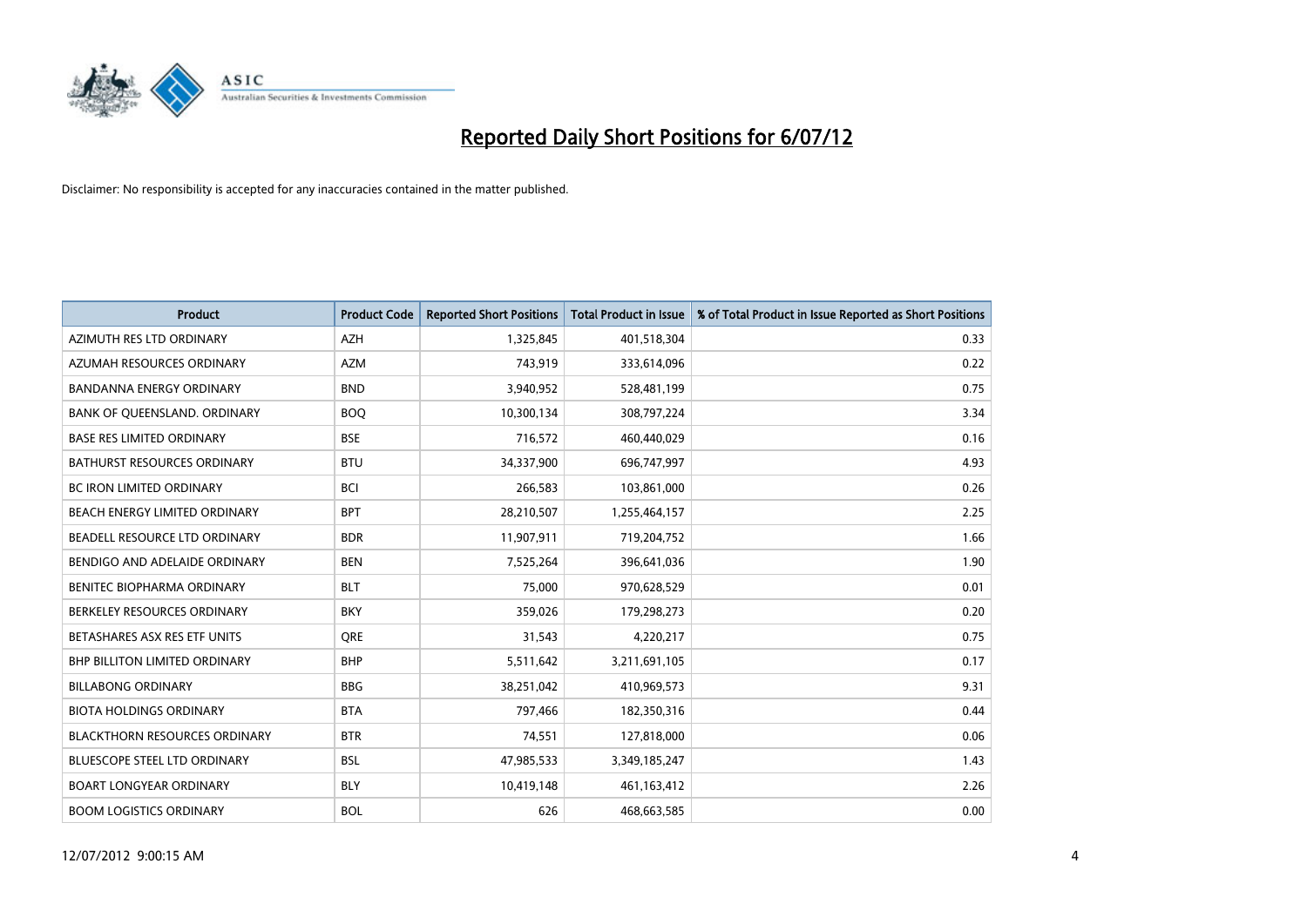# Reported Daily Short Positions for 6/07/12

Disclaimer: No responsibility is accepted for any inaccuracies contained in the matter published.

| Product | Product Code | Reported Short Positions | Total Product in Issue | % of Total Product in Issue Reported as Short Positions |
|---|---|---|---|---|
| AZIMUTH RES LTD ORDINARY | AZH | 1,325,845 | 401,518,304 | 0.33 |
| AZUMAH RESOURCES ORDINARY | AZM | 743,919 | 333,614,096 | 0.22 |
| BANDANNA ENERGY ORDINARY | BND | 3,940,952 | 528,481,199 | 0.75 |
| BANK OF QUEENSLAND. ORDINARY | BOQ | 10,300,134 | 308,797,224 | 3.34 |
| BASE RES LIMITED ORDINARY | BSE | 716,572 | 460,440,029 | 0.16 |
| BATHURST RESOURCES ORDINARY | BTU | 34,337,900 | 696,747,997 | 4.93 |
| BC IRON LIMITED ORDINARY | BCI | 266,583 | 103,861,000 | 0.26 |
| BEACH ENERGY LIMITED ORDINARY | BPT | 28,210,507 | 1,255,464,157 | 2.25 |
| BEADELL RESOURCE LTD ORDINARY | BDR | 11,907,911 | 719,204,752 | 1.66 |
| BENDIGO AND ADELAIDE ORDINARY | BEN | 7,525,264 | 396,641,036 | 1.90 |
| BENITEC BIOPHARMA ORDINARY | BLT | 75,000 | 970,628,529 | 0.01 |
| BERKELEY RESOURCES ORDINARY | BKY | 359,026 | 179,298,273 | 0.20 |
| BETASHARES ASX RES ETF UNITS | QRE | 31,543 | 4,220,217 | 0.75 |
| BHP BILLITON LIMITED ORDINARY | BHP | 5,511,642 | 3,211,691,105 | 0.17 |
| BILLABONG ORDINARY | BBG | 38,251,042 | 410,969,573 | 9.31 |
| BIOTA HOLDINGS ORDINARY | BTA | 797,466 | 182,350,316 | 0.44 |
| BLACKTHORN RESOURCES ORDINARY | BTR | 74,551 | 127,818,000 | 0.06 |
| BLUESCOPE STEEL LTD ORDINARY | BSL | 47,985,533 | 3,349,185,247 | 1.43 |
| BOART LONGYEAR ORDINARY | BLY | 10,419,148 | 461,163,412 | 2.26 |
| BOOM LOGISTICS ORDINARY | BOL | 626 | 468,663,585 | 0.00 |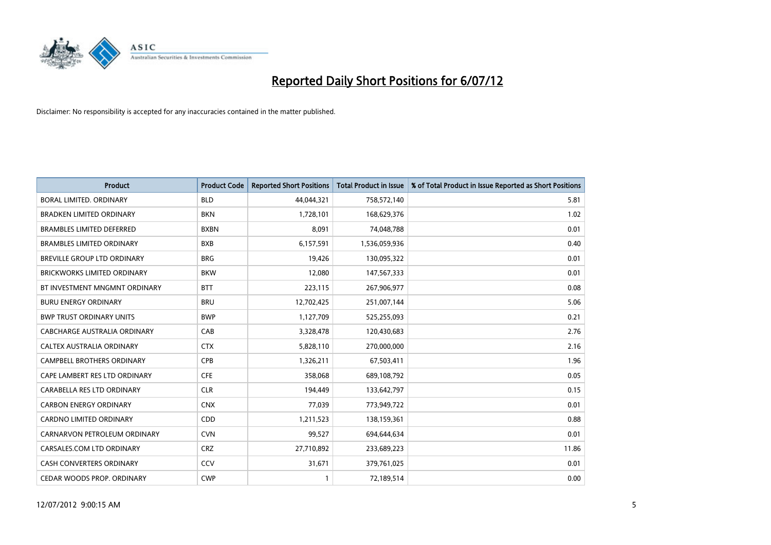# Reported Daily Short Positions for 6/07/12

Disclaimer: No responsibility is accepted for any inaccuracies contained in the matter published.

| Product | Product Code | Reported Short Positions | Total Product in Issue | % of Total Product in Issue Reported as Short Positions |
|---|---|---|---|---|
| BORAL LIMITED. ORDINARY | BLD | 44,044,321 | 758,572,140 | 5.81 |
| BRADKEN LIMITED ORDINARY | BKN | 1,728,101 | 168,629,376 | 1.02 |
| BRAMBLES LIMITED DEFERRED | BXBN | 8,091 | 74,048,788 | 0.01 |
| BRAMBLES LIMITED ORDINARY | BXB | 6,157,591 | 1,536,059,936 | 0.40 |
| BREVILLE GROUP LTD ORDINARY | BRG | 19,426 | 130,095,322 | 0.01 |
| BRICKWORKS LIMITED ORDINARY | BKW | 12,080 | 147,567,333 | 0.01 |
| BT INVESTMENT MNGMNT ORDINARY | BTT | 223,115 | 267,906,977 | 0.08 |
| BURU ENERGY ORDINARY | BRU | 12,702,425 | 251,007,144 | 5.06 |
| BWP TRUST ORDINARY UNITS | BWP | 1,127,709 | 525,255,093 | 0.21 |
| CABCHARGE AUSTRALIA ORDINARY | CAB | 3,328,478 | 120,430,683 | 2.76 |
| CALTEX AUSTRALIA ORDINARY | CTX | 5,828,110 | 270,000,000 | 2.16 |
| CAMPBELL BROTHERS ORDINARY | CPB | 1,326,211 | 67,503,411 | 1.96 |
| CAPE LAMBERT RES LTD ORDINARY | CFE | 358,068 | 689,108,792 | 0.05 |
| CARABELLA RES LTD ORDINARY | CLR | 194,449 | 133,642,797 | 0.15 |
| CARBON ENERGY ORDINARY | CNX | 77,039 | 773,949,722 | 0.01 |
| CARDNO LIMITED ORDINARY | CDD | 1,211,523 | 138,159,361 | 0.88 |
| CARNARVON PETROLEUM ORDINARY | CVN | 99,527 | 694,644,634 | 0.01 |
| CARSALES.COM LTD ORDINARY | CRZ | 27,710,892 | 233,689,223 | 11.86 |
| CASH CONVERTERS ORDINARY | CCV | 31,671 | 379,761,025 | 0.01 |
| CEDAR WOODS PROP. ORDINARY | CWP | 1 | 72,189,514 | 0.00 |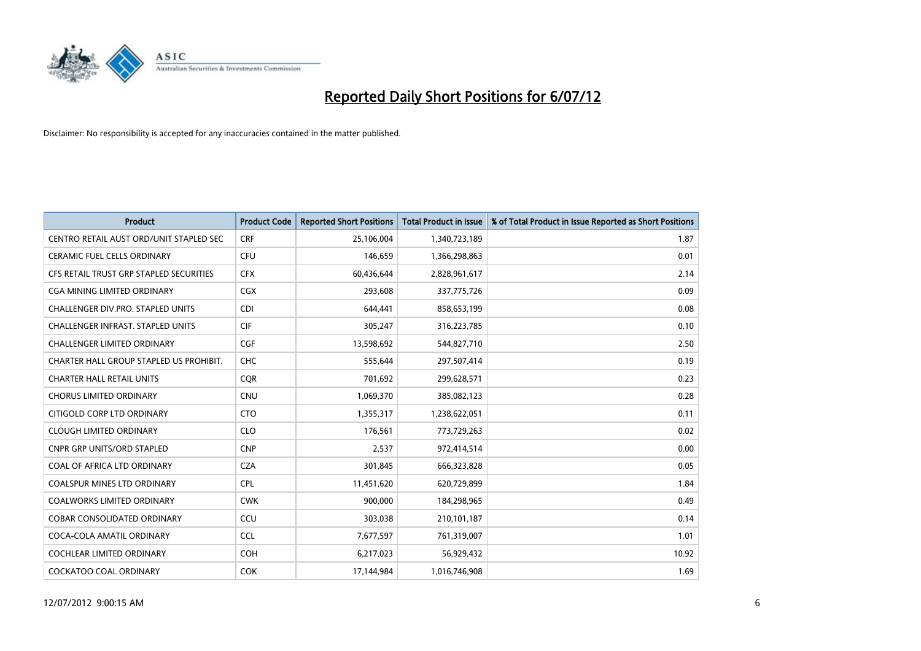# Reported Daily Short Positions for 6/07/12

Disclaimer: No responsibility is accepted for any inaccuracies contained in the matter published.

| Product | Product Code | Reported Short Positions | Total Product in Issue | % of Total Product in Issue Reported as Short Positions |
|---|---|---|---|---|
| CENTRO RETAIL AUST ORD/UNIT STAPLED SEC | CRF | 25,106,004 | 1,340,723,189 | 1.87 |
| CERAMIC FUEL CELLS ORDINARY | CFU | 146,659 | 1,366,298,863 | 0.01 |
| CFS RETAIL TRUST GRP STAPLED SECURITIES | CFX | 60,436,644 | 2,828,961,617 | 2.14 |
| CGA MINING LIMITED ORDINARY | CGX | 293,608 | 337,775,726 | 0.09 |
| CHALLENGER DIV.PRO. STAPLED UNITS | CDI | 644,441 | 858,653,199 | 0.08 |
| CHALLENGER INFRAST. STAPLED UNITS | CIF | 305,247 | 316,223,785 | 0.10 |
| CHALLENGER LIMITED ORDINARY | CGF | 13,598,692 | 544,827,710 | 2.50 |
| CHARTER HALL GROUP STAPLED US PROHIBIT. | CHC | 555,644 | 297,507,414 | 0.19 |
| CHARTER HALL RETAIL UNITS | CQR | 701,692 | 299,628,571 | 0.23 |
| CHORUS LIMITED ORDINARY | CNU | 1,069,370 | 385,082,123 | 0.28 |
| CITIGOLD CORP LTD ORDINARY | CTO | 1,355,317 | 1,238,622,051 | 0.11 |
| CLOUGH LIMITED ORDINARY | CLO | 176,561 | 773,729,263 | 0.02 |
| CNPR GRP UNITS/ORD STAPLED | CNP | 2,537 | 972,414,514 | 0.00 |
| COAL OF AFRICA LTD ORDINARY | CZA | 301,845 | 666,323,828 | 0.05 |
| COALSPUR MINES LTD ORDINARY | CPL | 11,451,620 | 620,729,899 | 1.84 |
| COALWORKS LIMITED ORDINARY | CWK | 900,000 | 184,298,965 | 0.49 |
| COBAR CONSOLIDATED ORDINARY | CCU | 303,038 | 210,101,187 | 0.14 |
| COCA-COLA AMATIL ORDINARY | CCL | 7,677,597 | 761,319,007 | 1.01 |
| COCHLEAR LIMITED ORDINARY | COH | 6,217,023 | 56,929,432 | 10.92 |
| COCKATOO COAL ORDINARY | COK | 17,144,984 | 1,016,746,908 | 1.69 |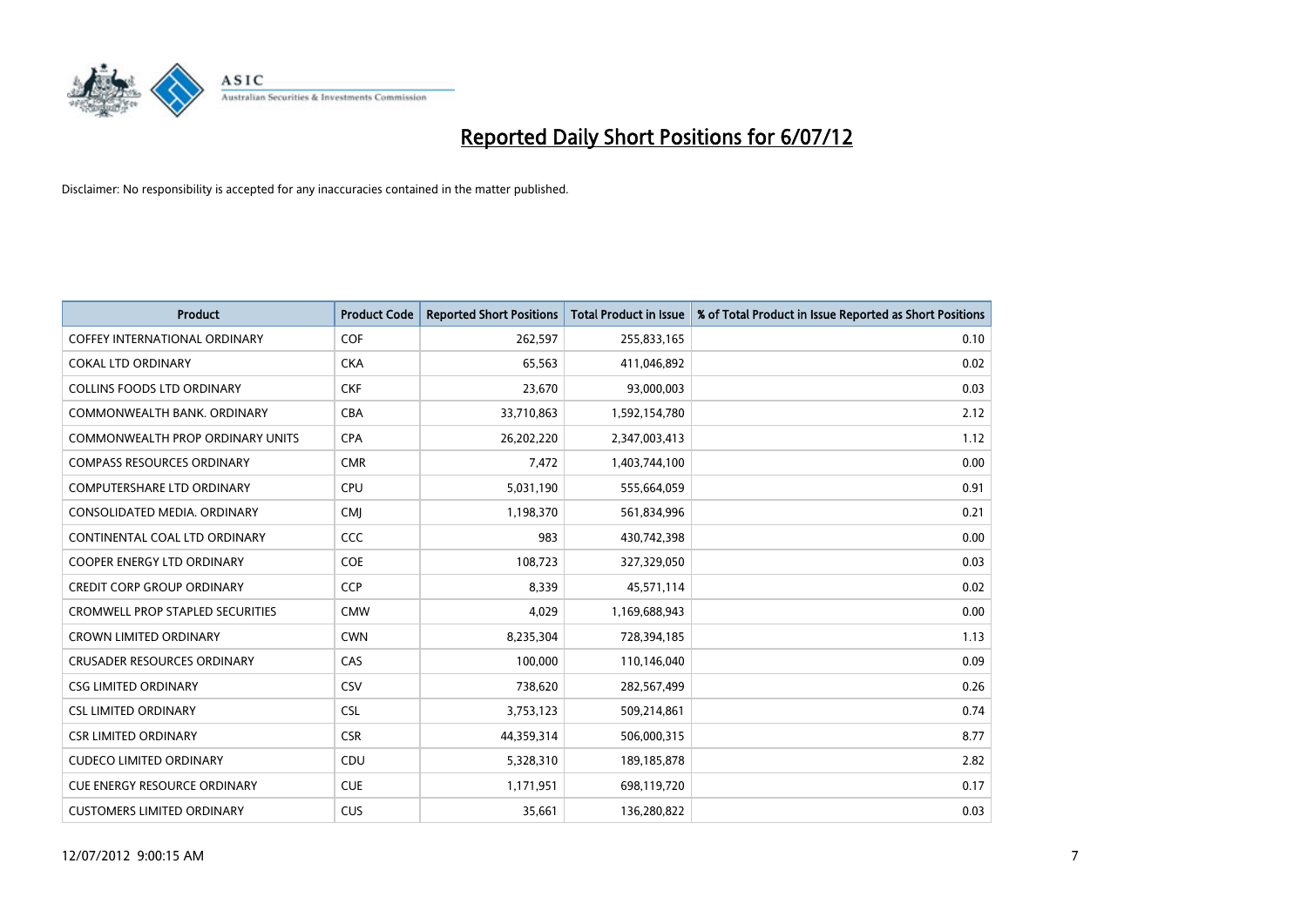# Reported Daily Short Positions for 6/07/12

Disclaimer: No responsibility is accepted for any inaccuracies contained in the matter published.

| Product | Product Code | Reported Short Positions | Total Product in Issue | % of Total Product in Issue Reported as Short Positions |
|---|---|---|---|---|
| COFFEY INTERNATIONAL ORDINARY | COF | 262,597 | 255,833,165 | 0.10 |
| COKAL LTD ORDINARY | CKA | 65,563 | 411,046,892 | 0.02 |
| COLLINS FOODS LTD ORDINARY | CKF | 23,670 | 93,000,003 | 0.03 |
| COMMONWEALTH BANK. ORDINARY | CBA | 33,710,863 | 1,592,154,780 | 2.12 |
| COMMONWEALTH PROP ORDINARY UNITS | CPA | 26,202,220 | 2,347,003,413 | 1.12 |
| COMPASS RESOURCES ORDINARY | CMR | 7,472 | 1,403,744,100 | 0.00 |
| COMPUTERSHARE LTD ORDINARY | CPU | 5,031,190 | 555,664,059 | 0.91 |
| CONSOLIDATED MEDIA. ORDINARY | CMJ | 1,198,370 | 561,834,996 | 0.21 |
| CONTINENTAL COAL LTD ORDINARY | CCC | 983 | 430,742,398 | 0.00 |
| COOPER ENERGY LTD ORDINARY | COE | 108,723 | 327,329,050 | 0.03 |
| CREDIT CORP GROUP ORDINARY | CCP | 8,339 | 45,571,114 | 0.02 |
| CROMWELL PROP STAPLED SECURITIES | CMW | 4,029 | 1,169,688,943 | 0.00 |
| CROWN LIMITED ORDINARY | CWN | 8,235,304 | 728,394,185 | 1.13 |
| CRUSADER RESOURCES ORDINARY | CAS | 100,000 | 110,146,040 | 0.09 |
| CSG LIMITED ORDINARY | CSV | 738,620 | 282,567,499 | 0.26 |
| CSL LIMITED ORDINARY | CSL | 3,753,123 | 509,214,861 | 0.74 |
| CSR LIMITED ORDINARY | CSR | 44,359,314 | 506,000,315 | 8.77 |
| CUDECO LIMITED ORDINARY | CDU | 5,328,310 | 189,185,878 | 2.82 |
| CUE ENERGY RESOURCE ORDINARY | CUE | 1,171,951 | 698,119,720 | 0.17 |
| CUSTOMERS LIMITED ORDINARY | CUS | 35,661 | 136,280,822 | 0.03 |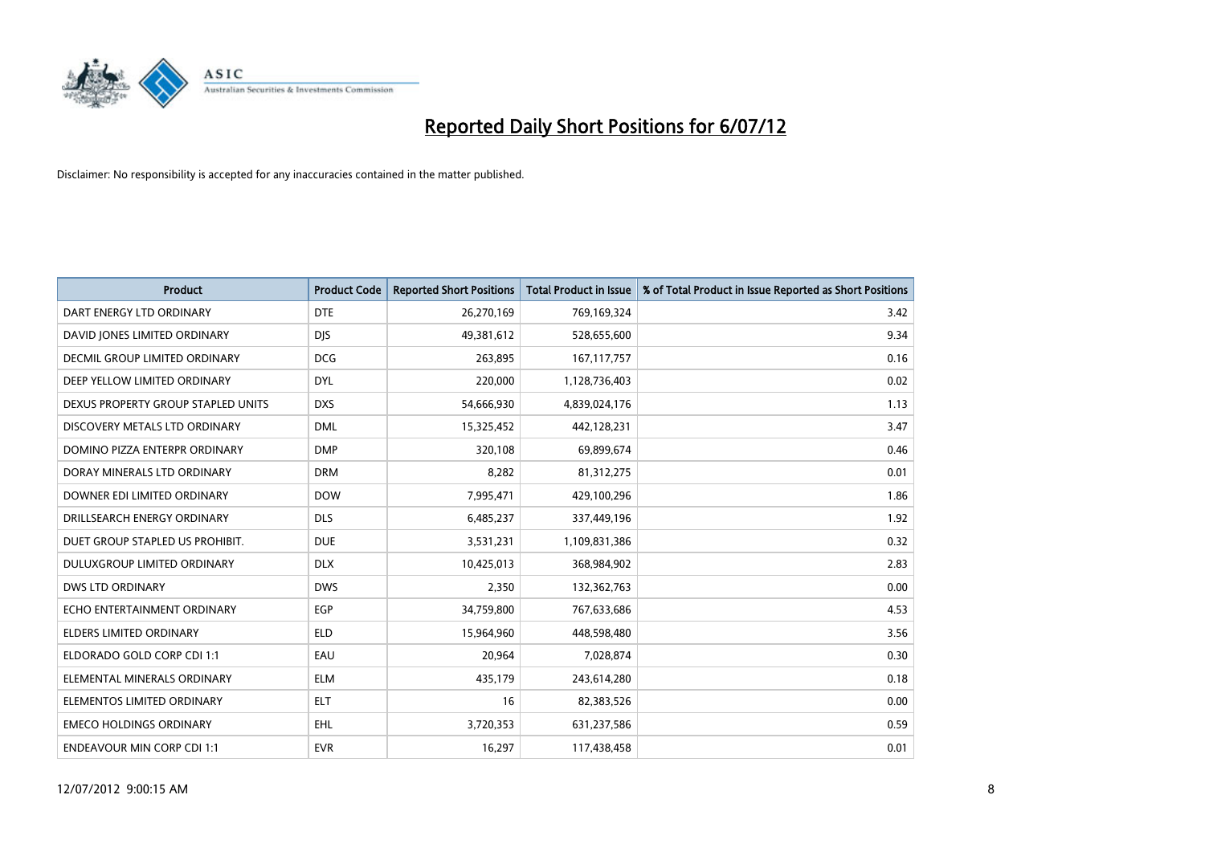# Reported Daily Short Positions for 6/07/12

Disclaimer: No responsibility is accepted for any inaccuracies contained in the matter published.

| Product | Product Code | Reported Short Positions | Total Product in Issue | % of Total Product in Issue Reported as Short Positions |
|---|---|---|---|---|
| DART ENERGY LTD ORDINARY | DTE | 26,270,169 | 769,169,324 | 3.42 |
| DAVID JONES LIMITED ORDINARY | DJS | 49,381,612 | 528,655,600 | 9.34 |
| DECMIL GROUP LIMITED ORDINARY | DCG | 263,895 | 167,117,757 | 0.16 |
| DEEP YELLOW LIMITED ORDINARY | DYL | 220,000 | 1,128,736,403 | 0.02 |
| DEXUS PROPERTY GROUP STAPLED UNITS | DXS | 54,666,930 | 4,839,024,176 | 1.13 |
| DISCOVERY METALS LTD ORDINARY | DML | 15,325,452 | 442,128,231 | 3.47 |
| DOMINO PIZZA ENTERPR ORDINARY | DMP | 320,108 | 69,899,674 | 0.46 |
| DORAY MINERALS LTD ORDINARY | DRM | 8,282 | 81,312,275 | 0.01 |
| DOWNER EDI LIMITED ORDINARY | DOW | 7,995,471 | 429,100,296 | 1.86 |
| DRILLSEARCH ENERGY ORDINARY | DLS | 6,485,237 | 337,449,196 | 1.92 |
| DUET GROUP STAPLED US PROHIBIT. | DUE | 3,531,231 | 1,109,831,386 | 0.32 |
| DULUXGROUP LIMITED ORDINARY | DLX | 10,425,013 | 368,984,902 | 2.83 |
| DWS LTD ORDINARY | DWS | 2,350 | 132,362,763 | 0.00 |
| ECHO ENTERTAINMENT ORDINARY | EGP | 34,759,800 | 767,633,686 | 4.53 |
| ELDERS LIMITED ORDINARY | ELD | 15,964,960 | 448,598,480 | 3.56 |
| ELDORADO GOLD CORP CDI 1:1 | EAU | 20,964 | 7,028,874 | 0.30 |
| ELEMENTAL MINERALS ORDINARY | ELM | 435,179 | 243,614,280 | 0.18 |
| ELEMENTOS LIMITED ORDINARY | ELT | 16 | 82,383,526 | 0.00 |
| EMECO HOLDINGS ORDINARY | EHL | 3,720,353 | 631,237,586 | 0.59 |
| ENDEAVOUR MIN CORP CDI 1:1 | EVR | 16,297 | 117,438,458 | 0.01 |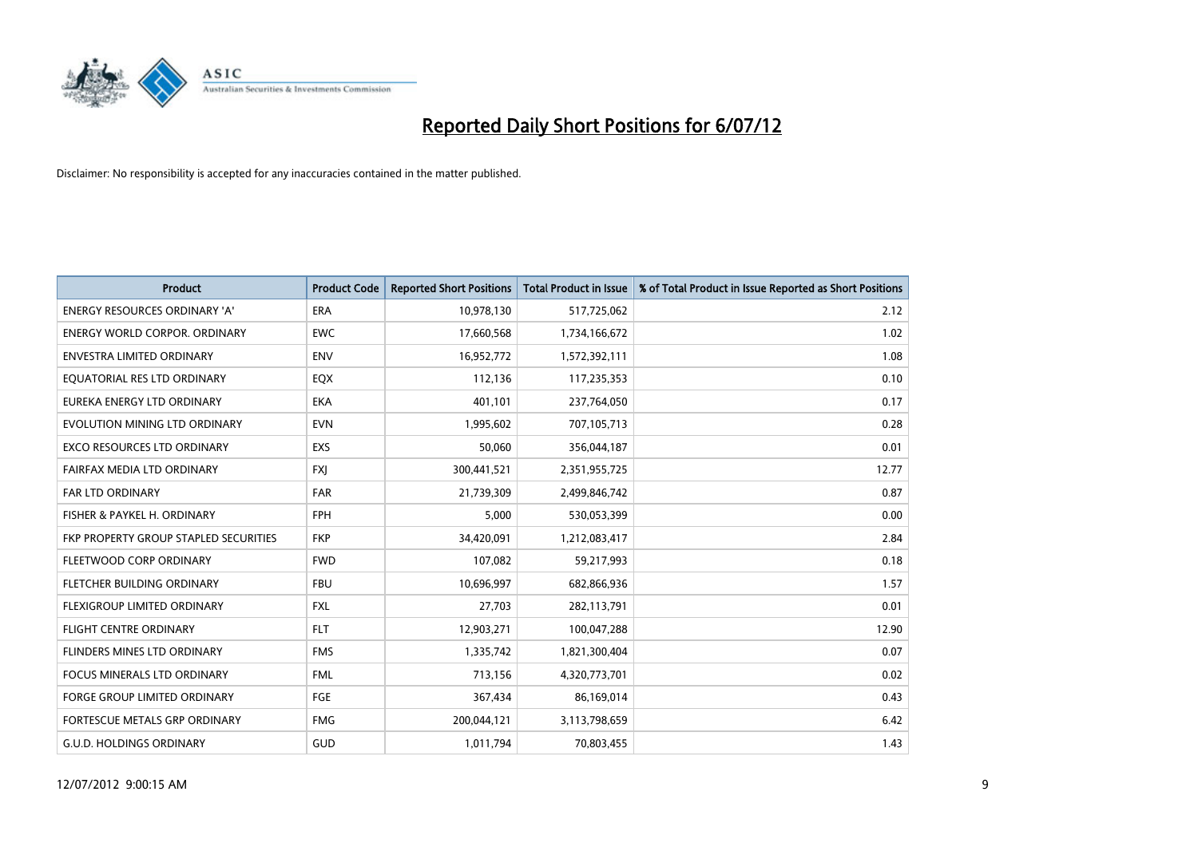# Reported Daily Short Positions for 6/07/12

Disclaimer: No responsibility is accepted for any inaccuracies contained in the matter published.

| Product | Product Code | Reported Short Positions | Total Product in Issue | % of Total Product in Issue Reported as Short Positions |
|---|---|---|---|---|
| ENERGY RESOURCES ORDINARY 'A' | ERA | 10,978,130 | 517,725,062 | 2.12 |
| ENERGY WORLD CORPOR. ORDINARY | EWC | 17,660,568 | 1,734,166,672 | 1.02 |
| ENVESTRA LIMITED ORDINARY | ENV | 16,952,772 | 1,572,392,111 | 1.08 |
| EQUATORIAL RES LTD ORDINARY | EQX | 112,136 | 117,235,353 | 0.10 |
| EUREKA ENERGY LTD ORDINARY | EKA | 401,101 | 237,764,050 | 0.17 |
| EVOLUTION MINING LTD ORDINARY | EVN | 1,995,602 | 707,105,713 | 0.28 |
| EXCO RESOURCES LTD ORDINARY | EXS | 50,060 | 356,044,187 | 0.01 |
| FAIRFAX MEDIA LTD ORDINARY | FXJ | 300,441,521 | 2,351,955,725 | 12.77 |
| FAR LTD ORDINARY | FAR | 21,739,309 | 2,499,846,742 | 0.87 |
| FISHER & PAYKEL H. ORDINARY | FPH | 5,000 | 530,053,399 | 0.00 |
| FKP PROPERTY GROUP STAPLED SECURITIES | FKP | 34,420,091 | 1,212,083,417 | 2.84 |
| FLEETWOOD CORP ORDINARY | FWD | 107,082 | 59,217,993 | 0.18 |
| FLETCHER BUILDING ORDINARY | FBU | 10,696,997 | 682,866,936 | 1.57 |
| FLEXIGROUP LIMITED ORDINARY | FXL | 27,703 | 282,113,791 | 0.01 |
| FLIGHT CENTRE ORDINARY | FLT | 12,903,271 | 100,047,288 | 12.90 |
| FLINDERS MINES LTD ORDINARY | FMS | 1,335,742 | 1,821,300,404 | 0.07 |
| FOCUS MINERALS LTD ORDINARY | FML | 713,156 | 4,320,773,701 | 0.02 |
| FORGE GROUP LIMITED ORDINARY | FGE | 367,434 | 86,169,014 | 0.43 |
| FORTESCUE METALS GRP ORDINARY | FMG | 200,044,121 | 3,113,798,659 | 6.42 |
| G.U.D. HOLDINGS ORDINARY | GUD | 1,011,794 | 70,803,455 | 1.43 |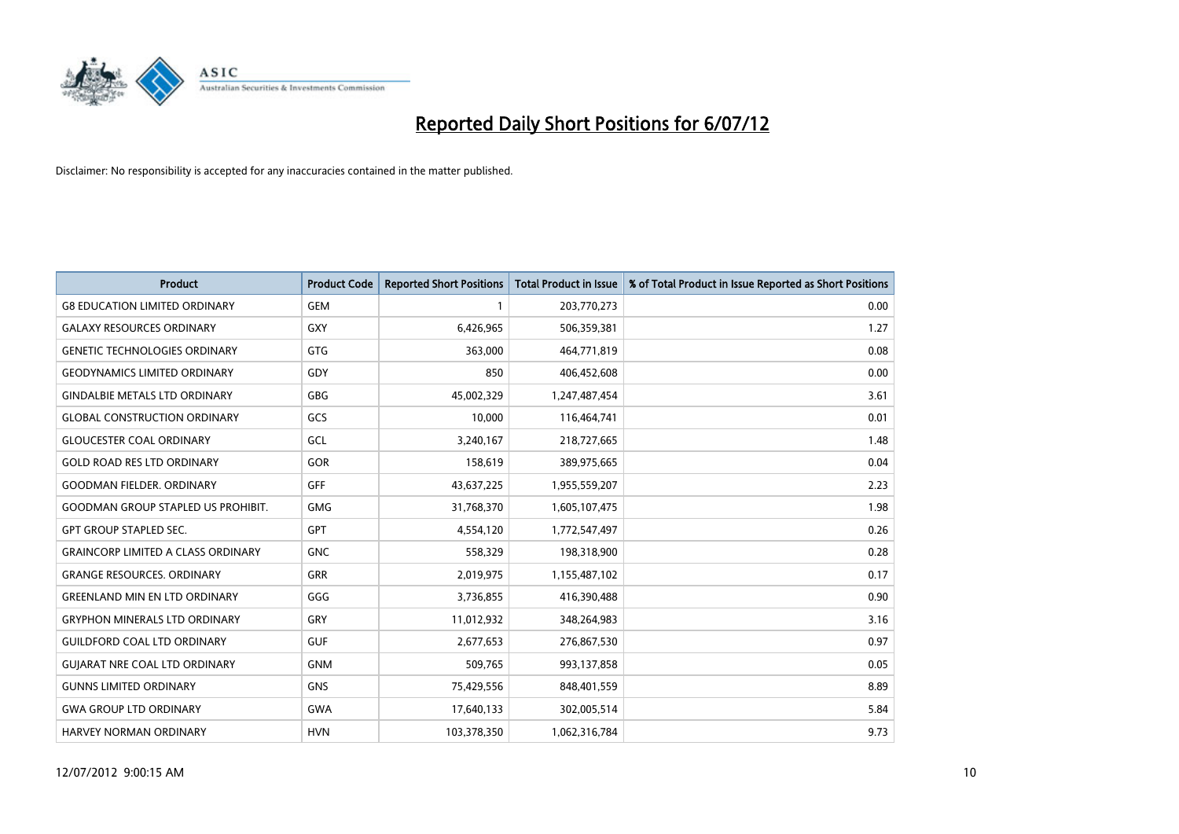# Reported Daily Short Positions for 6/07/12

Disclaimer: No responsibility is accepted for any inaccuracies contained in the matter published.

| Product | Product Code | Reported Short Positions | Total Product in Issue | % of Total Product in Issue Reported as Short Positions |
|---|---|---|---|---|
| G8 EDUCATION LIMITED ORDINARY | GEM | 1 | 203,770,273 | 0.00 |
| GALAXY RESOURCES ORDINARY | GXY | 6,426,965 | 506,359,381 | 1.27 |
| GENETIC TECHNOLOGIES ORDINARY | GTG | 363,000 | 464,771,819 | 0.08 |
| GEODYNAMICS LIMITED ORDINARY | GDY | 850 | 406,452,608 | 0.00 |
| GINDALBIE METALS LTD ORDINARY | GBG | 45,002,329 | 1,247,487,454 | 3.61 |
| GLOBAL CONSTRUCTION ORDINARY | GCS | 10,000 | 116,464,741 | 0.01 |
| GLOUCESTER COAL ORDINARY | GCL | 3,240,167 | 218,727,665 | 1.48 |
| GOLD ROAD RES LTD ORDINARY | GOR | 158,619 | 389,975,665 | 0.04 |
| GOODMAN FIELDER. ORDINARY | GFF | 43,637,225 | 1,955,559,207 | 2.23 |
| GOODMAN GROUP STAPLED US PROHIBIT. | GMG | 31,768,370 | 1,605,107,475 | 1.98 |
| GPT GROUP STAPLED SEC. | GPT | 4,554,120 | 1,772,547,497 | 0.26 |
| GRAINCORP LIMITED A CLASS ORDINARY | GNC | 558,329 | 198,318,900 | 0.28 |
| GRANGE RESOURCES. ORDINARY | GRR | 2,019,975 | 1,155,487,102 | 0.17 |
| GREENLAND MIN EN LTD ORDINARY | GGG | 3,736,855 | 416,390,488 | 0.90 |
| GRYPHON MINERALS LTD ORDINARY | GRY | 11,012,932 | 348,264,983 | 3.16 |
| GUILDFORD COAL LTD ORDINARY | GUF | 2,677,653 | 276,867,530 | 0.97 |
| GUJARAT NRE COAL LTD ORDINARY | GNM | 509,765 | 993,137,858 | 0.05 |
| GUNNS LIMITED ORDINARY | GNS | 75,429,556 | 848,401,559 | 8.89 |
| GWA GROUP LTD ORDINARY | GWA | 17,640,133 | 302,005,514 | 5.84 |
| HARVEY NORMAN ORDINARY | HVN | 103,378,350 | 1,062,316,784 | 9.73 |

12/07/2012 9:00:15 AM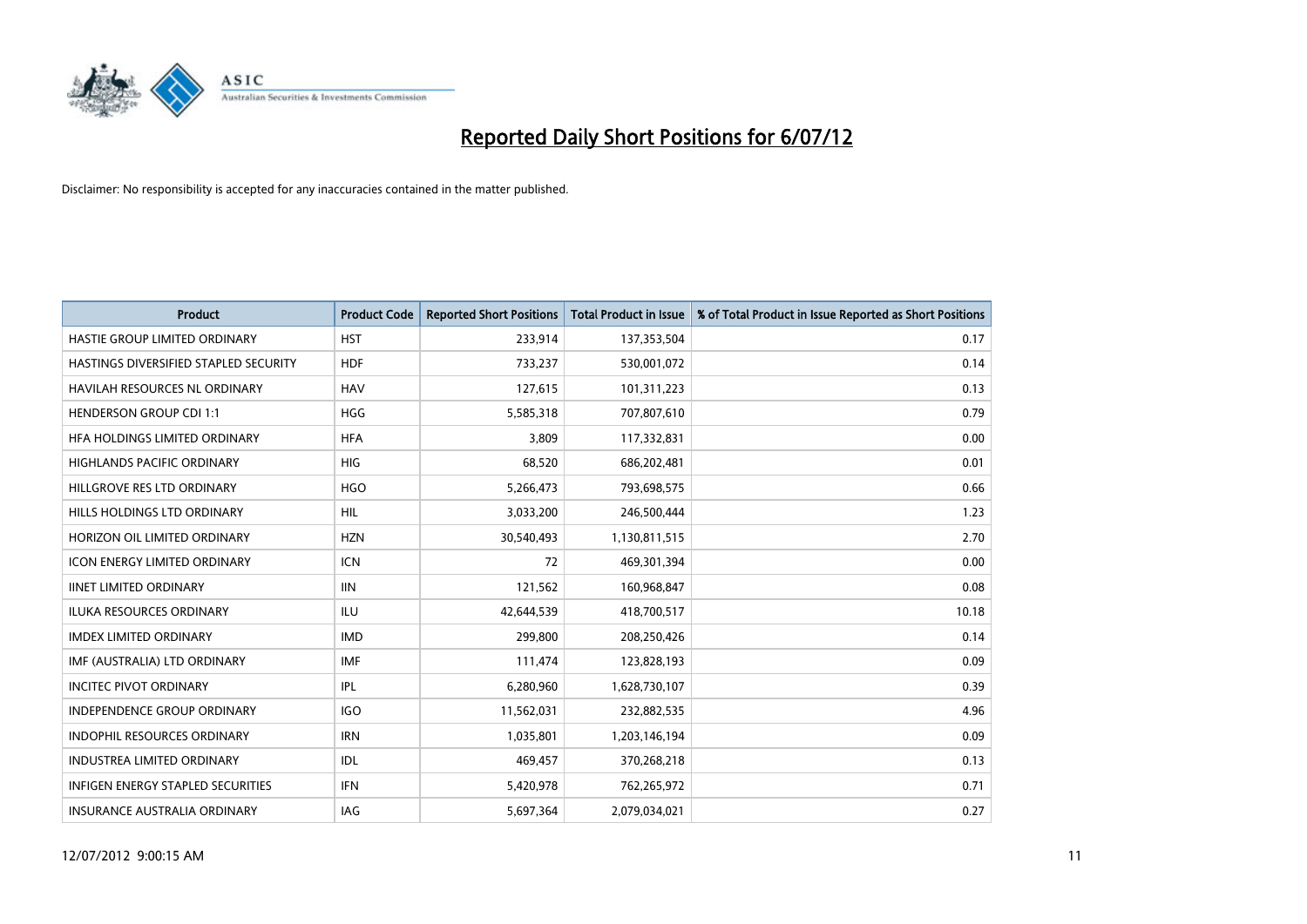# Reported Daily Short Positions for 6/07/12

Disclaimer: No responsibility is accepted for any inaccuracies contained in the matter published.

| Product | Product Code | Reported Short Positions | Total Product in Issue | % of Total Product in Issue Reported as Short Positions |
|---|---|---|---|---|
| HASTIE GROUP LIMITED ORDINARY | HST | 233,914 | 137,353,504 | 0.17 |
| HASTINGS DIVERSIFIED STAPLED SECURITY | HDF | 733,237 | 530,001,072 | 0.14 |
| HAVILAH RESOURCES NL ORDINARY | HAV | 127,615 | 101,311,223 | 0.13 |
| HENDERSON GROUP CDI 1:1 | HGG | 5,585,318 | 707,807,610 | 0.79 |
| HFA HOLDINGS LIMITED ORDINARY | HFA | 3,809 | 117,332,831 | 0.00 |
| HIGHLANDS PACIFIC ORDINARY | HIG | 68,520 | 686,202,481 | 0.01 |
| HILLGROVE RES LTD ORDINARY | HGO | 5,266,473 | 793,698,575 | 0.66 |
| HILLS HOLDINGS LTD ORDINARY | HIL | 3,033,200 | 246,500,444 | 1.23 |
| HORIZON OIL LIMITED ORDINARY | HZN | 30,540,493 | 1,130,811,515 | 2.70 |
| ICON ENERGY LIMITED ORDINARY | ICN | 72 | 469,301,394 | 0.00 |
| IINET LIMITED ORDINARY | IIN | 121,562 | 160,968,847 | 0.08 |
| ILUKA RESOURCES ORDINARY | ILU | 42,644,539 | 418,700,517 | 10.18 |
| IMDEX LIMITED ORDINARY | IMD | 299,800 | 208,250,426 | 0.14 |
| IMF (AUSTRALIA) LTD ORDINARY | IMF | 111,474 | 123,828,193 | 0.09 |
| INCITEC PIVOT ORDINARY | IPL | 6,280,960 | 1,628,730,107 | 0.39 |
| INDEPENDENCE GROUP ORDINARY | IGO | 11,562,031 | 232,882,535 | 4.96 |
| INDOPHIL RESOURCES ORDINARY | IRN | 1,035,801 | 1,203,146,194 | 0.09 |
| INDUSTREA LIMITED ORDINARY | IDL | 469,457 | 370,268,218 | 0.13 |
| INFIGEN ENERGY STAPLED SECURITIES | IFN | 5,420,978 | 762,265,972 | 0.71 |
| INSURANCE AUSTRALIA ORDINARY | IAG | 5,697,364 | 2,079,034,021 | 0.27 |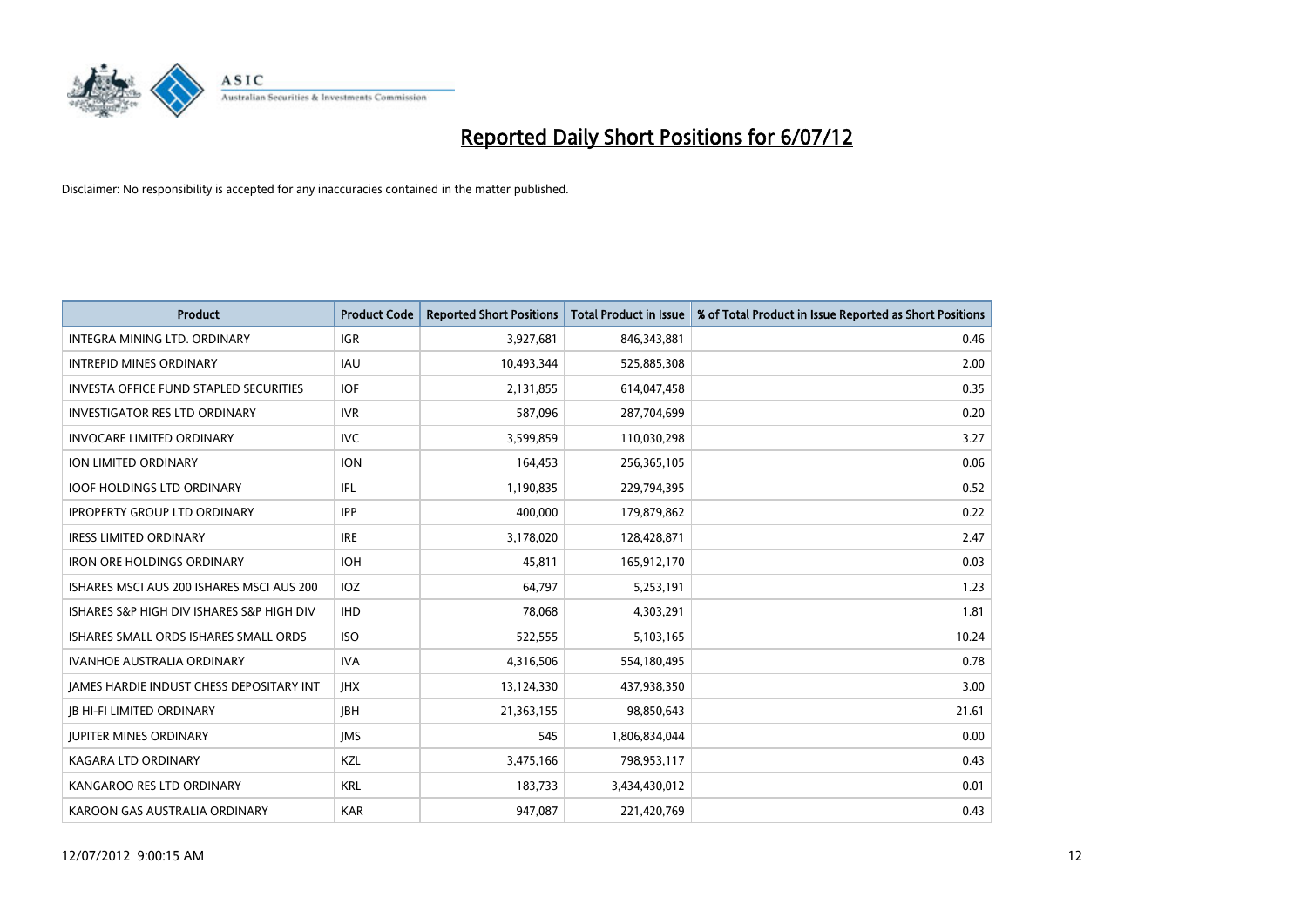# Reported Daily Short Positions for 6/07/12

Disclaimer: No responsibility is accepted for any inaccuracies contained in the matter published.

| Product | Product Code | Reported Short Positions | Total Product in Issue | % of Total Product in Issue Reported as Short Positions |
|---|---|---|---|---|
| INTEGRA MINING LTD. ORDINARY | IGR | 3,927,681 | 846,343,881 | 0.46 |
| INTREPID MINES ORDINARY | IAU | 10,493,344 | 525,885,308 | 2.00 |
| INVESTA OFFICE FUND STAPLED SECURITIES | IOF | 2,131,855 | 614,047,458 | 0.35 |
| INVESTIGATOR RES LTD ORDINARY | IVR | 587,096 | 287,704,699 | 0.20 |
| INVOCARE LIMITED ORDINARY | IVC | 3,599,859 | 110,030,298 | 3.27 |
| ION LIMITED ORDINARY | ION | 164,453 | 256,365,105 | 0.06 |
| IOOF HOLDINGS LTD ORDINARY | IFL | 1,190,835 | 229,794,395 | 0.52 |
| IPROPERTY GROUP LTD ORDINARY | IPP | 400,000 | 179,879,862 | 0.22 |
| IRESS LIMITED ORDINARY | IRE | 3,178,020 | 128,428,871 | 2.47 |
| IRON ORE HOLDINGS ORDINARY | IOH | 45,811 | 165,912,170 | 0.03 |
| ISHARES MSCI AUS 200 ISHARES MSCI AUS 200 | IOZ | 64,797 | 5,253,191 | 1.23 |
| ISHARES S&P HIGH DIV ISHARES S&P HIGH DIV | IHD | 78,068 | 4,303,291 | 1.81 |
| ISHARES SMALL ORDS ISHARES SMALL ORDS | ISO | 522,555 | 5,103,165 | 10.24 |
| IVANHOE AUSTRALIA ORDINARY | IVA | 4,316,506 | 554,180,495 | 0.78 |
| JAMES HARDIE INDUST CHESS DEPOSITARY INT | JHX | 13,124,330 | 437,938,350 | 3.00 |
| JB HI-FI LIMITED ORDINARY | JBH | 21,363,155 | 98,850,643 | 21.61 |
| JUPITER MINES ORDINARY | JMS | 545 | 1,806,834,044 | 0.00 |
| KAGARA LTD ORDINARY | KZL | 3,475,166 | 798,953,117 | 0.43 |
| KANGAROO RES LTD ORDINARY | KRL | 183,733 | 3,434,430,012 | 0.01 |
| KAROON GAS AUSTRALIA ORDINARY | KAR | 947,087 | 221,420,769 | 0.43 |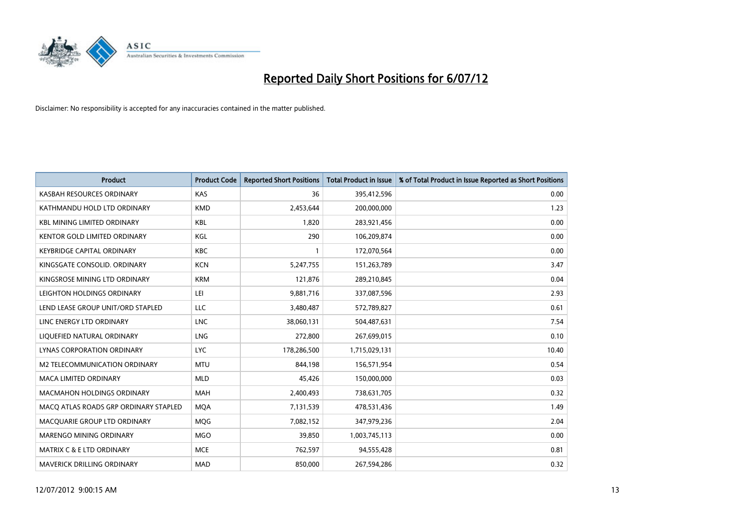# Reported Daily Short Positions for 6/07/12

Disclaimer: No responsibility is accepted for any inaccuracies contained in the matter published.

| Product | Product Code | Reported Short Positions | Total Product in Issue | % of Total Product in Issue Reported as Short Positions |
|---|---|---|---|---|
| KASBAH RESOURCES ORDINARY | KAS | 36 | 395,412,596 | 0.00 |
| KATHMANDU HOLD LTD ORDINARY | KMD | 2,453,644 | 200,000,000 | 1.23 |
| KBL MINING LIMITED ORDINARY | KBL | 1,820 | 283,921,456 | 0.00 |
| KENTOR GOLD LIMITED ORDINARY | KGL | 290 | 106,209,874 | 0.00 |
| KEYBRIDGE CAPITAL ORDINARY | KBC | 1 | 172,070,564 | 0.00 |
| KINGSGATE CONSOLID. ORDINARY | KCN | 5,247,755 | 151,263,789 | 3.47 |
| KINGSROSE MINING LTD ORDINARY | KRM | 121,876 | 289,210,845 | 0.04 |
| LEIGHTON HOLDINGS ORDINARY | LEI | 9,881,716 | 337,087,596 | 2.93 |
| LEND LEASE GROUP UNIT/ORD STAPLED | LLC | 3,480,487 | 572,789,827 | 0.61 |
| LINC ENERGY LTD ORDINARY | LNC | 38,060,131 | 504,487,631 | 7.54 |
| LIQUEFIED NATURAL ORDINARY | LNG | 272,800 | 267,699,015 | 0.10 |
| LYNAS CORPORATION ORDINARY | LYC | 178,286,500 | 1,715,029,131 | 10.40 |
| M2 TELECOMMUNICATION ORDINARY | MTU | 844,198 | 156,571,954 | 0.54 |
| MACA LIMITED ORDINARY | MLD | 45,426 | 150,000,000 | 0.03 |
| MACMAHON HOLDINGS ORDINARY | MAH | 2,400,493 | 738,631,705 | 0.32 |
| MACQ ATLAS ROADS GRP ORDINARY STAPLED | MQA | 7,131,539 | 478,531,436 | 1.49 |
| MACQUARIE GROUP LTD ORDINARY | MQG | 7,082,152 | 347,979,236 | 2.04 |
| MARENGO MINING ORDINARY | MGO | 39,850 | 1,003,745,113 | 0.00 |
| MATRIX C & E LTD ORDINARY | MCE | 762,597 | 94,555,428 | 0.81 |
| MAVERICK DRILLING ORDINARY | MAD | 850,000 | 267,594,286 | 0.32 |

12/07/2012 9:00:15 AM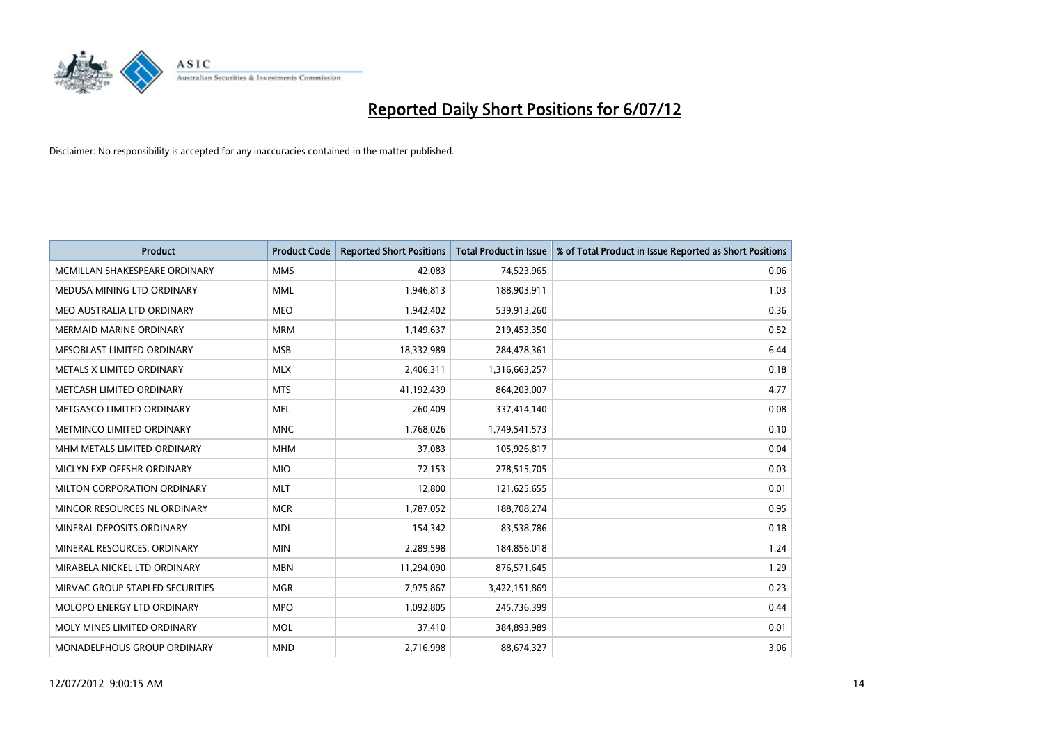# Reported Daily Short Positions for 6/07/12

Disclaimer: No responsibility is accepted for any inaccuracies contained in the matter published.

| Product | Product Code | Reported Short Positions | Total Product in Issue | % of Total Product in Issue Reported as Short Positions |
|---|---|---|---|---|
| MCMILLAN SHAKESPEARE ORDINARY | MMS | 42,083 | 74,523,965 | 0.06 |
| MEDUSA MINING LTD ORDINARY | MML | 1,946,813 | 188,903,911 | 1.03 |
| MEO AUSTRALIA LTD ORDINARY | MEO | 1,942,402 | 539,913,260 | 0.36 |
| MERMAID MARINE ORDINARY | MRM | 1,149,637 | 219,453,350 | 0.52 |
| MESOBLAST LIMITED ORDINARY | MSB | 18,332,989 | 284,478,361 | 6.44 |
| METALS X LIMITED ORDINARY | MLX | 2,406,311 | 1,316,663,257 | 0.18 |
| METCASH LIMITED ORDINARY | MTS | 41,192,439 | 864,203,007 | 4.77 |
| METGASCO LIMITED ORDINARY | MEL | 260,409 | 337,414,140 | 0.08 |
| METMINCO LIMITED ORDINARY | MNC | 1,768,026 | 1,749,541,573 | 0.10 |
| MHM METALS LIMITED ORDINARY | MHM | 37,083 | 105,926,817 | 0.04 |
| MICLYN EXP OFFSHR ORDINARY | MIO | 72,153 | 278,515,705 | 0.03 |
| MILTON CORPORATION ORDINARY | MLT | 12,800 | 121,625,655 | 0.01 |
| MINCOR RESOURCES NL ORDINARY | MCR | 1,787,052 | 188,708,274 | 0.95 |
| MINERAL DEPOSITS ORDINARY | MDL | 154,342 | 83,538,786 | 0.18 |
| MINERAL RESOURCES. ORDINARY | MIN | 2,289,598 | 184,856,018 | 1.24 |
| MIRABELA NICKEL LTD ORDINARY | MBN | 11,294,090 | 876,571,645 | 1.29 |
| MIRVAC GROUP STAPLED SECURITIES | MGR | 7,975,867 | 3,422,151,869 | 0.23 |
| MOLOPO ENERGY LTD ORDINARY | MPO | 1,092,805 | 245,736,399 | 0.44 |
| MOLY MINES LIMITED ORDINARY | MOL | 37,410 | 384,893,989 | 0.01 |
| MONADELPHOUS GROUP ORDINARY | MND | 2,716,998 | 88,674,327 | 3.06 |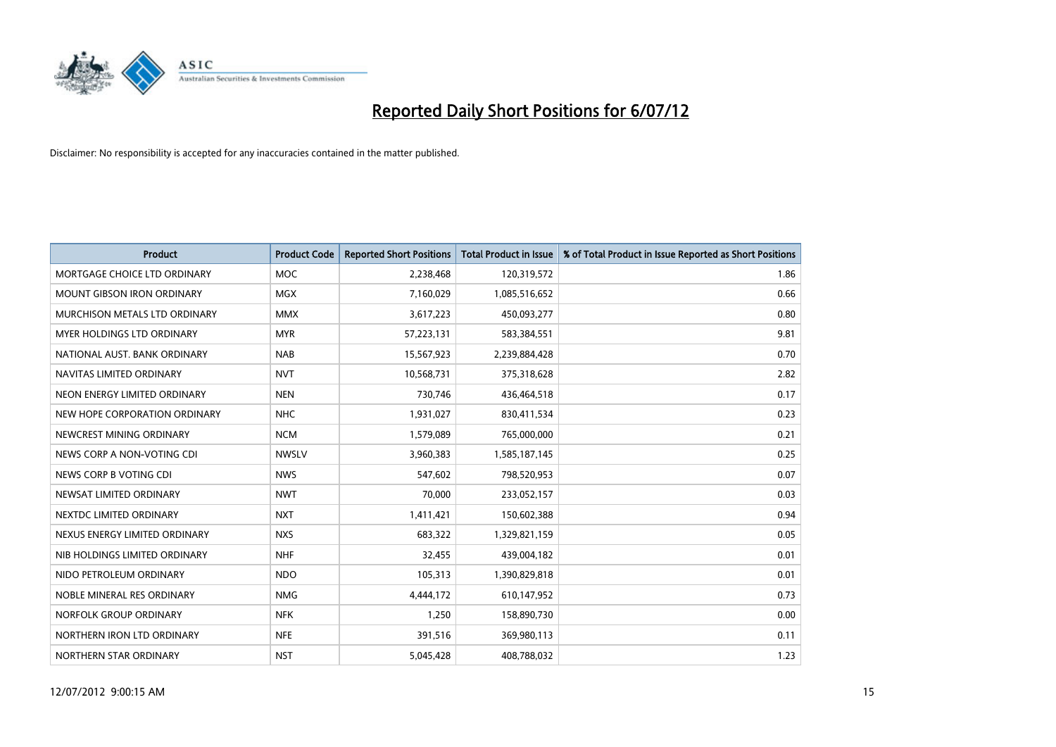# Reported Daily Short Positions for 6/07/12

Disclaimer: No responsibility is accepted for any inaccuracies contained in the matter published.

| Product | Product Code | Reported Short Positions | Total Product in Issue | % of Total Product in Issue Reported as Short Positions |
|---|---|---|---|---|
| MORTGAGE CHOICE LTD ORDINARY | MOC | 2,238,468 | 120,319,572 | 1.86 |
| MOUNT GIBSON IRON ORDINARY | MGX | 7,160,029 | 1,085,516,652 | 0.66 |
| MURCHISON METALS LTD ORDINARY | MMX | 3,617,223 | 450,093,277 | 0.80 |
| MYER HOLDINGS LTD ORDINARY | MYR | 57,223,131 | 583,384,551 | 9.81 |
| NATIONAL AUST. BANK ORDINARY | NAB | 15,567,923 | 2,239,884,428 | 0.70 |
| NAVITAS LIMITED ORDINARY | NVT | 10,568,731 | 375,318,628 | 2.82 |
| NEON ENERGY LIMITED ORDINARY | NEN | 730,746 | 436,464,518 | 0.17 |
| NEW HOPE CORPORATION ORDINARY | NHC | 1,931,027 | 830,411,534 | 0.23 |
| NEWCREST MINING ORDINARY | NCM | 1,579,089 | 765,000,000 | 0.21 |
| NEWS CORP A NON-VOTING CDI | NWSLV | 3,960,383 | 1,585,187,145 | 0.25 |
| NEWS CORP B VOTING CDI | NWS | 547,602 | 798,520,953 | 0.07 |
| NEWSAT LIMITED ORDINARY | NWT | 70,000 | 233,052,157 | 0.03 |
| NEXTDC LIMITED ORDINARY | NXT | 1,411,421 | 150,602,388 | 0.94 |
| NEXUS ENERGY LIMITED ORDINARY | NXS | 683,322 | 1,329,821,159 | 0.05 |
| NIB HOLDINGS LIMITED ORDINARY | NHF | 32,455 | 439,004,182 | 0.01 |
| NIDO PETROLEUM ORDINARY | NDO | 105,313 | 1,390,829,818 | 0.01 |
| NOBLE MINERAL RES ORDINARY | NMG | 4,444,172 | 610,147,952 | 0.73 |
| NORFOLK GROUP ORDINARY | NFK | 1,250 | 158,890,730 | 0.00 |
| NORTHERN IRON LTD ORDINARY | NFE | 391,516 | 369,980,113 | 0.11 |
| NORTHERN STAR ORDINARY | NST | 5,045,428 | 408,788,032 | 1.23 |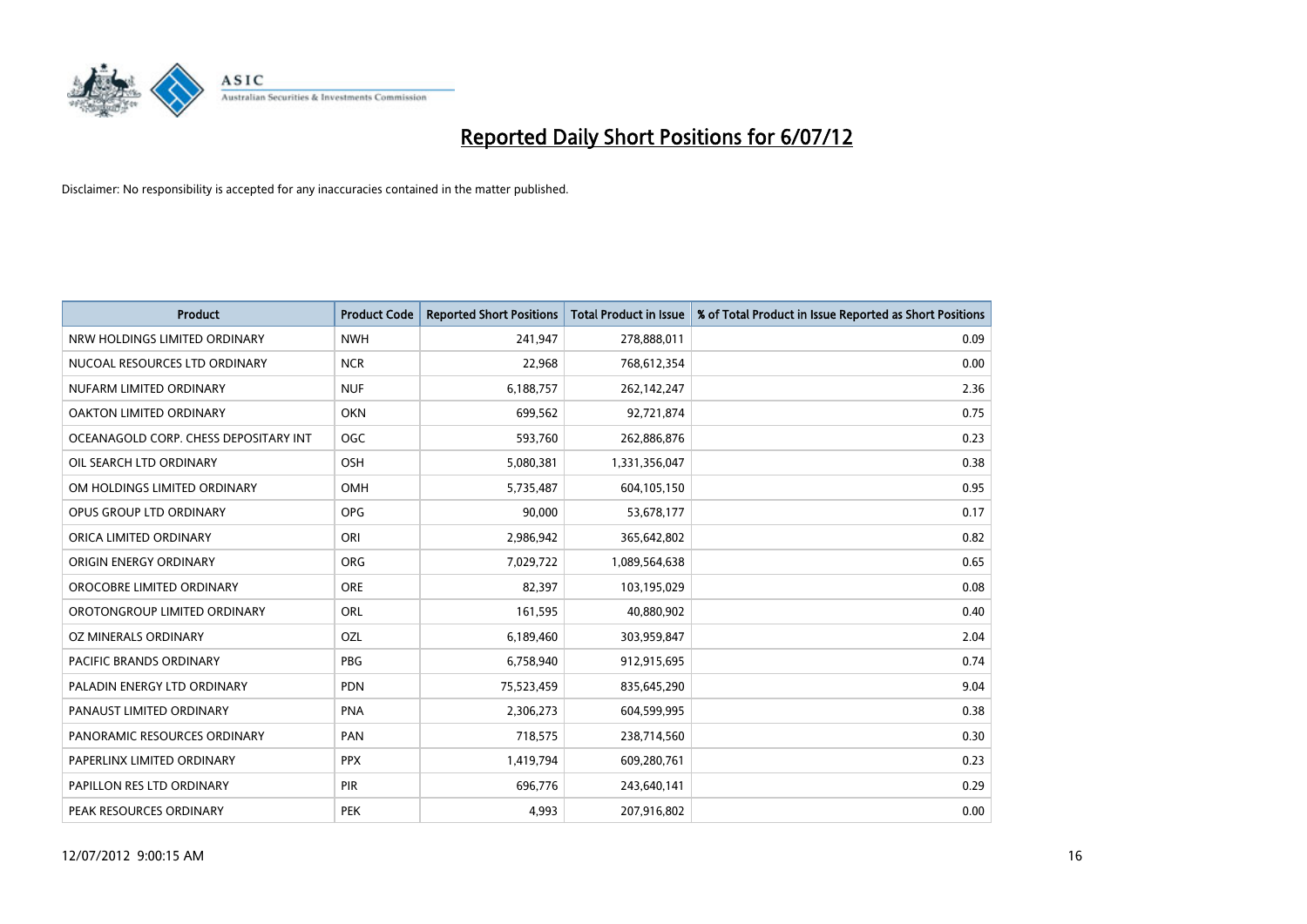# Reported Daily Short Positions for 6/07/12

Disclaimer: No responsibility is accepted for any inaccuracies contained in the matter published.

| Product | Product Code | Reported Short Positions | Total Product in Issue | % of Total Product in Issue Reported as Short Positions |
|---|---|---|---|---|
| NRW HOLDINGS LIMITED ORDINARY | NWH | 241,947 | 278,888,011 | 0.09 |
| NUCOAL RESOURCES LTD ORDINARY | NCR | 22,968 | 768,612,354 | 0.00 |
| NUFARM LIMITED ORDINARY | NUF | 6,188,757 | 262,142,247 | 2.36 |
| OAKTON LIMITED ORDINARY | OKN | 699,562 | 92,721,874 | 0.75 |
| OCEANAGOLD CORP. CHESS DEPOSITARY INT | OGC | 593,760 | 262,886,876 | 0.23 |
| OIL SEARCH LTD ORDINARY | OSH | 5,080,381 | 1,331,356,047 | 0.38 |
| OM HOLDINGS LIMITED ORDINARY | OMH | 5,735,487 | 604,105,150 | 0.95 |
| OPUS GROUP LTD ORDINARY | OPG | 90,000 | 53,678,177 | 0.17 |
| ORICA LIMITED ORDINARY | ORI | 2,986,942 | 365,642,802 | 0.82 |
| ORIGIN ENERGY ORDINARY | ORG | 7,029,722 | 1,089,564,638 | 0.65 |
| OROCOBRE LIMITED ORDINARY | ORE | 82,397 | 103,195,029 | 0.08 |
| OROTONGROUP LIMITED ORDINARY | ORL | 161,595 | 40,880,902 | 0.40 |
| OZ MINERALS ORDINARY | OZL | 6,189,460 | 303,959,847 | 2.04 |
| PACIFIC BRANDS ORDINARY | PBG | 6,758,940 | 912,915,695 | 0.74 |
| PALADIN ENERGY LTD ORDINARY | PDN | 75,523,459 | 835,645,290 | 9.04 |
| PANAUST LIMITED ORDINARY | PNA | 2,306,273 | 604,599,995 | 0.38 |
| PANORAMIC RESOURCES ORDINARY | PAN | 718,575 | 238,714,560 | 0.30 |
| PAPERLINX LIMITED ORDINARY | PPX | 1,419,794 | 609,280,761 | 0.23 |
| PAPILLON RES LTD ORDINARY | PIR | 696,776 | 243,640,141 | 0.29 |
| PEAK RESOURCES ORDINARY | PEK | 4,993 | 207,916,802 | 0.00 |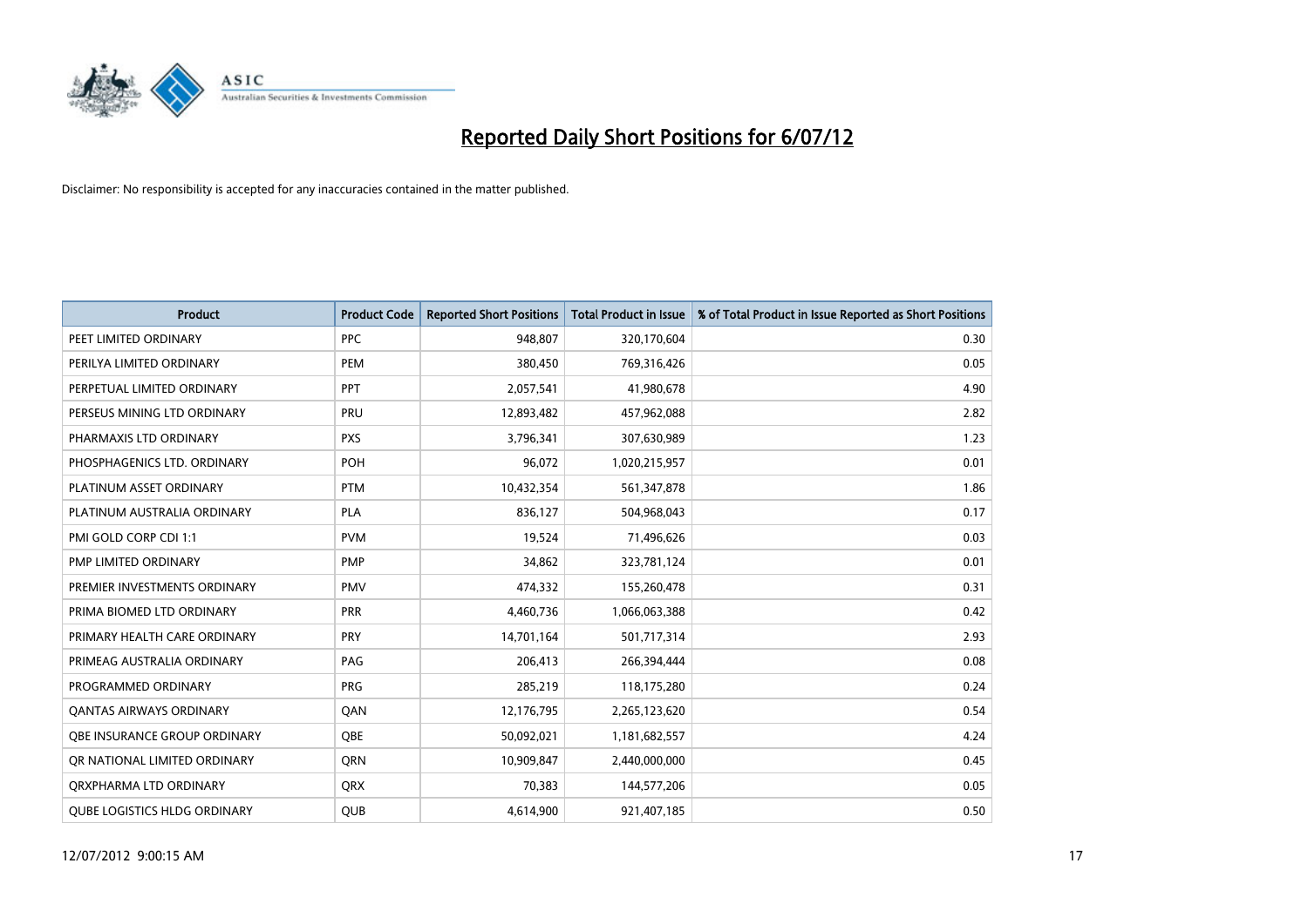# Reported Daily Short Positions for 6/07/12

Disclaimer: No responsibility is accepted for any inaccuracies contained in the matter published.

| Product | Product Code | Reported Short Positions | Total Product in Issue | % of Total Product in Issue Reported as Short Positions |
|---|---|---|---|---|
| PEET LIMITED ORDINARY | PPC | 948,807 | 320,170,604 | 0.30 |
| PERILYA LIMITED ORDINARY | PEM | 380,450 | 769,316,426 | 0.05 |
| PERPETUAL LIMITED ORDINARY | PPT | 2,057,541 | 41,980,678 | 4.90 |
| PERSEUS MINING LTD ORDINARY | PRU | 12,893,482 | 457,962,088 | 2.82 |
| PHARMAXIS LTD ORDINARY | PXS | 3,796,341 | 307,630,989 | 1.23 |
| PHOSPHAGENICS LTD. ORDINARY | POH | 96,072 | 1,020,215,957 | 0.01 |
| PLATINUM ASSET ORDINARY | PTM | 10,432,354 | 561,347,878 | 1.86 |
| PLATINUM AUSTRALIA ORDINARY | PLA | 836,127 | 504,968,043 | 0.17 |
| PMI GOLD CORP CDI 1:1 | PVM | 19,524 | 71,496,626 | 0.03 |
| PMP LIMITED ORDINARY | PMP | 34,862 | 323,781,124 | 0.01 |
| PREMIER INVESTMENTS ORDINARY | PMV | 474,332 | 155,260,478 | 0.31 |
| PRIMA BIOMED LTD ORDINARY | PRR | 4,460,736 | 1,066,063,388 | 0.42 |
| PRIMARY HEALTH CARE ORDINARY | PRY | 14,701,164 | 501,717,314 | 2.93 |
| PRIMEAG AUSTRALIA ORDINARY | PAG | 206,413 | 266,394,444 | 0.08 |
| PROGRAMMED ORDINARY | PRG | 285,219 | 118,175,280 | 0.24 |
| QANTAS AIRWAYS ORDINARY | QAN | 12,176,795 | 2,265,123,620 | 0.54 |
| QBE INSURANCE GROUP ORDINARY | QBE | 50,092,021 | 1,181,682,557 | 4.24 |
| QR NATIONAL LIMITED ORDINARY | QRN | 10,909,847 | 2,440,000,000 | 0.45 |
| QRXPHARMA LTD ORDINARY | QRX | 70,383 | 144,577,206 | 0.05 |
| QUBE LOGISTICS HLDG ORDINARY | QUB | 4,614,900 | 921,407,185 | 0.50 |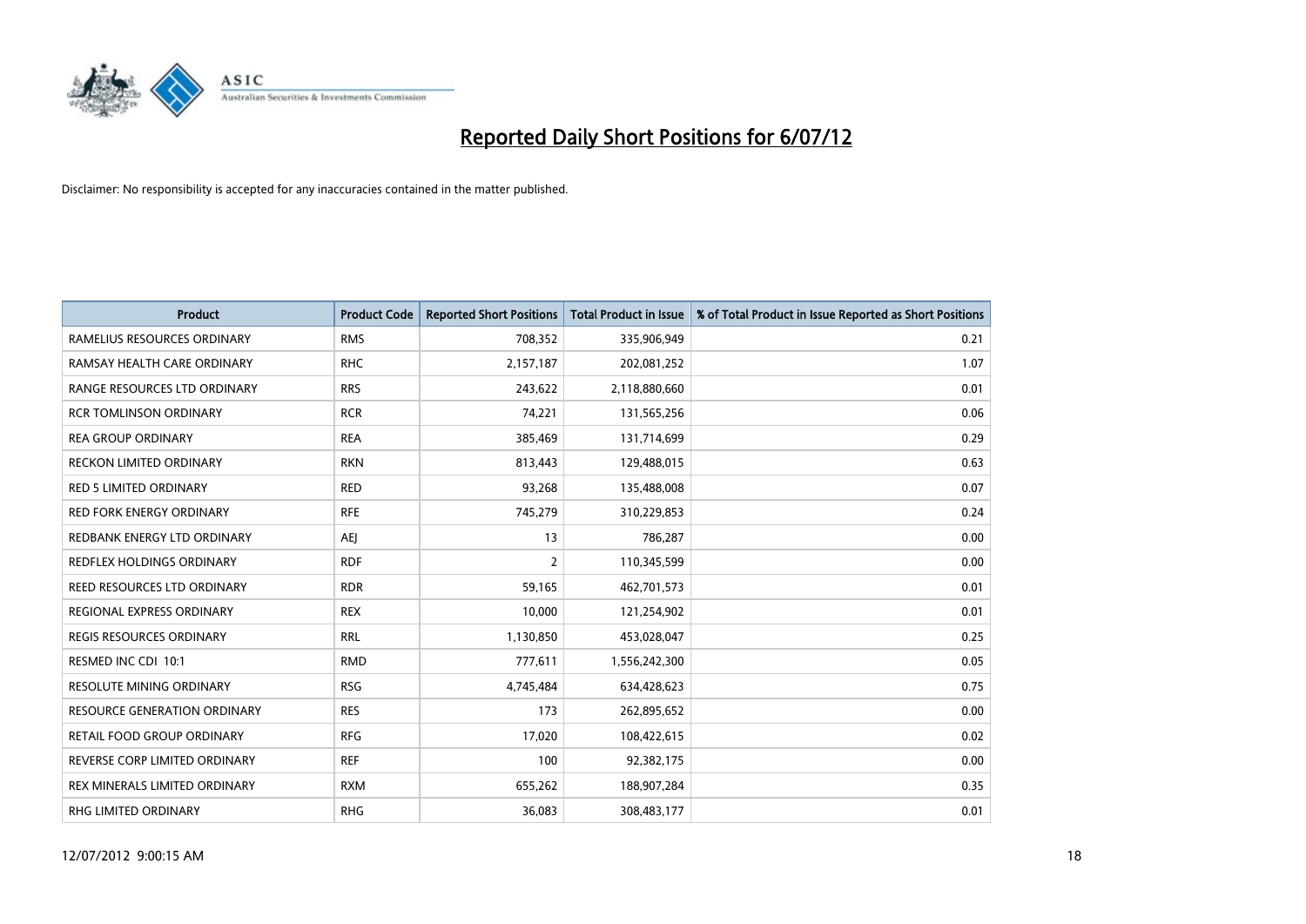# Reported Daily Short Positions for 6/07/12

Disclaimer: No responsibility is accepted for any inaccuracies contained in the matter published.

| Product | Product Code | Reported Short Positions | Total Product in Issue | % of Total Product in Issue Reported as Short Positions |
|---|---|---|---|---|
| RAMELIUS RESOURCES ORDINARY | RMS | 708,352 | 335,906,949 | 0.21 |
| RAMSAY HEALTH CARE ORDINARY | RHC | 2,157,187 | 202,081,252 | 1.07 |
| RANGE RESOURCES LTD ORDINARY | RRS | 243,622 | 2,118,880,660 | 0.01 |
| RCR TOMLINSON ORDINARY | RCR | 74,221 | 131,565,256 | 0.06 |
| REA GROUP ORDINARY | REA | 385,469 | 131,714,699 | 0.29 |
| RECKON LIMITED ORDINARY | RKN | 813,443 | 129,488,015 | 0.63 |
| RED 5 LIMITED ORDINARY | RED | 93,268 | 135,488,008 | 0.07 |
| RED FORK ENERGY ORDINARY | RFE | 745,279 | 310,229,853 | 0.24 |
| REDBANK ENERGY LTD ORDINARY | AEJ | 13 | 786,287 | 0.00 |
| REDFLEX HOLDINGS ORDINARY | RDF | 2 | 110,345,599 | 0.00 |
| REED RESOURCES LTD ORDINARY | RDR | 59,165 | 462,701,573 | 0.01 |
| REGIONAL EXPRESS ORDINARY | REX | 10,000 | 121,254,902 | 0.01 |
| REGIS RESOURCES ORDINARY | RRL | 1,130,850 | 453,028,047 | 0.25 |
| RESMED INC CDI 10:1 | RMD | 777,611 | 1,556,242,300 | 0.05 |
| RESOLUTE MINING ORDINARY | RSG | 4,745,484 | 634,428,623 | 0.75 |
| RESOURCE GENERATION ORDINARY | RES | 173 | 262,895,652 | 0.00 |
| RETAIL FOOD GROUP ORDINARY | RFG | 17,020 | 108,422,615 | 0.02 |
| REVERSE CORP LIMITED ORDINARY | REF | 100 | 92,382,175 | 0.00 |
| REX MINERALS LIMITED ORDINARY | RXM | 655,262 | 188,907,284 | 0.35 |
| RHG LIMITED ORDINARY | RHG | 36,083 | 308,483,177 | 0.01 |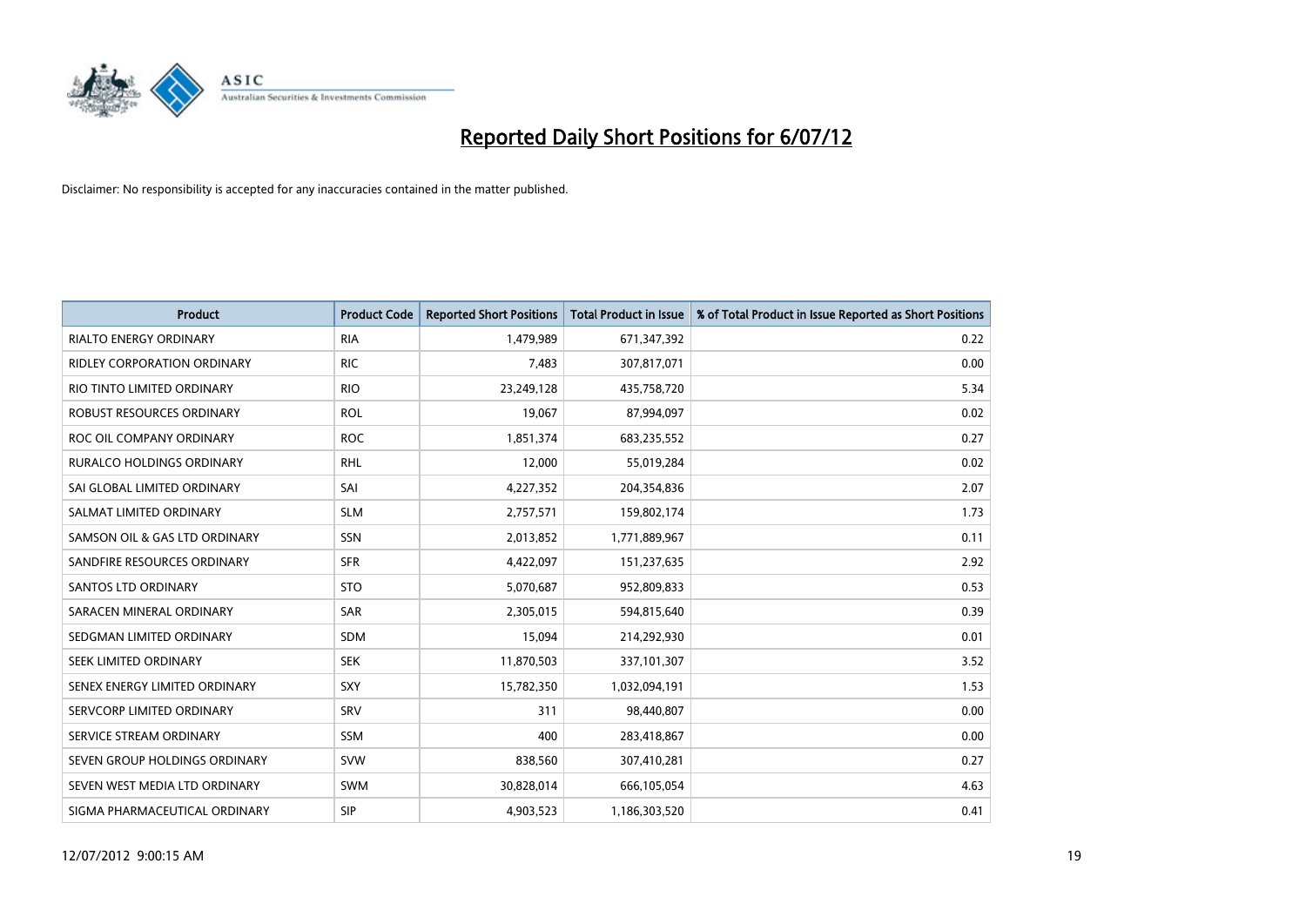# Reported Daily Short Positions for 6/07/12

Disclaimer: No responsibility is accepted for any inaccuracies contained in the matter published.

| Product | Product Code | Reported Short Positions | Total Product in Issue | % of Total Product in Issue Reported as Short Positions |
|---|---|---|---|---|
| RIALTO ENERGY ORDINARY | RIA | 1,479,989 | 671,347,392 | 0.22 |
| RIDLEY CORPORATION ORDINARY | RIC | 7,483 | 307,817,071 | 0.00 |
| RIO TINTO LIMITED ORDINARY | RIO | 23,249,128 | 435,758,720 | 5.34 |
| ROBUST RESOURCES ORDINARY | ROL | 19,067 | 87,994,097 | 0.02 |
| ROC OIL COMPANY ORDINARY | ROC | 1,851,374 | 683,235,552 | 0.27 |
| RURALCO HOLDINGS ORDINARY | RHL | 12,000 | 55,019,284 | 0.02 |
| SAI GLOBAL LIMITED ORDINARY | SAI | 4,227,352 | 204,354,836 | 2.07 |
| SALMAT LIMITED ORDINARY | SLM | 2,757,571 | 159,802,174 | 1.73 |
| SAMSON OIL & GAS LTD ORDINARY | SSN | 2,013,852 | 1,771,889,967 | 0.11 |
| SANDFIRE RESOURCES ORDINARY | SFR | 4,422,097 | 151,237,635 | 2.92 |
| SANTOS LTD ORDINARY | STO | 5,070,687 | 952,809,833 | 0.53 |
| SARACEN MINERAL ORDINARY | SAR | 2,305,015 | 594,815,640 | 0.39 |
| SEDGMAN LIMITED ORDINARY | SDM | 15,094 | 214,292,930 | 0.01 |
| SEEK LIMITED ORDINARY | SEK | 11,870,503 | 337,101,307 | 3.52 |
| SENEX ENERGY LIMITED ORDINARY | SXY | 15,782,350 | 1,032,094,191 | 1.53 |
| SERVCORP LIMITED ORDINARY | SRV | 311 | 98,440,807 | 0.00 |
| SERVICE STREAM ORDINARY | SSM | 400 | 283,418,867 | 0.00 |
| SEVEN GROUP HOLDINGS ORDINARY | SVW | 838,560 | 307,410,281 | 0.27 |
| SEVEN WEST MEDIA LTD ORDINARY | SWM | 30,828,014 | 666,105,054 | 4.63 |
| SIGMA PHARMACEUTICAL ORDINARY | SIP | 4,903,523 | 1,186,303,520 | 0.41 |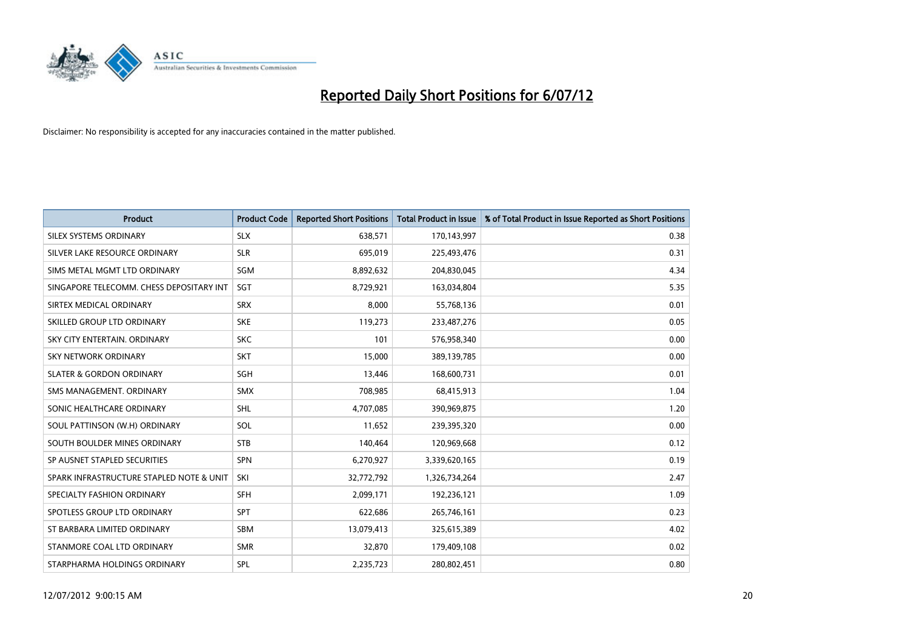# Reported Daily Short Positions for 6/07/12

Disclaimer: No responsibility is accepted for any inaccuracies contained in the matter published.

| Product | Product Code | Reported Short Positions | Total Product in Issue | % of Total Product in Issue Reported as Short Positions |
|---|---|---|---|---|
| SILEX SYSTEMS ORDINARY | SLX | 638,571 | 170,143,997 | 0.38 |
| SILVER LAKE RESOURCE ORDINARY | SLR | 695,019 | 225,493,476 | 0.31 |
| SIMS METAL MGMT LTD ORDINARY | SGM | 8,892,632 | 204,830,045 | 4.34 |
| SINGAPORE TELECOMM. CHESS DEPOSITARY INT | SGT | 8,729,921 | 163,034,804 | 5.35 |
| SIRTEX MEDICAL ORDINARY | SRX | 8,000 | 55,768,136 | 0.01 |
| SKILLED GROUP LTD ORDINARY | SKE | 119,273 | 233,487,276 | 0.05 |
| SKY CITY ENTERTAIN. ORDINARY | SKC | 101 | 576,958,340 | 0.00 |
| SKY NETWORK ORDINARY | SKT | 15,000 | 389,139,785 | 0.00 |
| SLATER & GORDON ORDINARY | SGH | 13,446 | 168,600,731 | 0.01 |
| SMS MANAGEMENT. ORDINARY | SMX | 708,985 | 68,415,913 | 1.04 |
| SONIC HEALTHCARE ORDINARY | SHL | 4,707,085 | 390,969,875 | 1.20 |
| SOUL PATTINSON (W.H) ORDINARY | SOL | 11,652 | 239,395,320 | 0.00 |
| SOUTH BOULDER MINES ORDINARY | STB | 140,464 | 120,969,668 | 0.12 |
| SP AUSNET STAPLED SECURITIES | SPN | 6,270,927 | 3,339,620,165 | 0.19 |
| SPARK INFRASTRUCTURE STAPLED NOTE & UNIT | SKI | 32,772,792 | 1,326,734,264 | 2.47 |
| SPECIALTY FASHION ORDINARY | SFH | 2,099,171 | 192,236,121 | 1.09 |
| SPOTLESS GROUP LTD ORDINARY | SPT | 622,686 | 265,746,161 | 0.23 |
| ST BARBARA LIMITED ORDINARY | SBM | 13,079,413 | 325,615,389 | 4.02 |
| STANMORE COAL LTD ORDINARY | SMR | 32,870 | 179,409,108 | 0.02 |
| STARPHARMA HOLDINGS ORDINARY | SPL | 2,235,723 | 280,802,451 | 0.80 |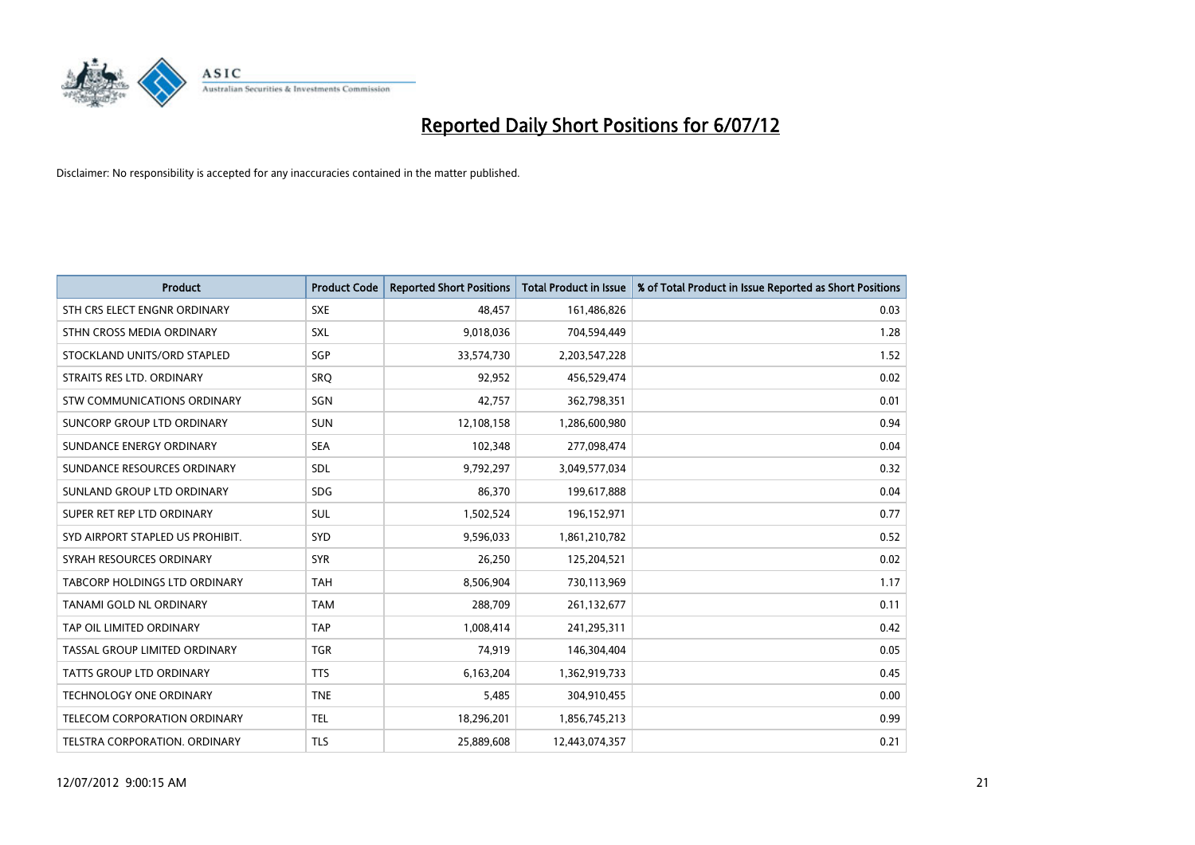# Reported Daily Short Positions for 6/07/12

Disclaimer: No responsibility is accepted for any inaccuracies contained in the matter published.

| Product | Product Code | Reported Short Positions | Total Product in Issue | % of Total Product in Issue Reported as Short Positions |
|---|---|---|---|---|
| STH CRS ELECT ENGNR ORDINARY | SXE | 48,457 | 161,486,826 | 0.03 |
| STHN CROSS MEDIA ORDINARY | SXL | 9,018,036 | 704,594,449 | 1.28 |
| STOCKLAND UNITS/ORD STAPLED | SGP | 33,574,730 | 2,203,547,228 | 1.52 |
| STRAITS RES LTD. ORDINARY | SRQ | 92,952 | 456,529,474 | 0.02 |
| STW COMMUNICATIONS ORDINARY | SGN | 42,757 | 362,798,351 | 0.01 |
| SUNCORP GROUP LTD ORDINARY | SUN | 12,108,158 | 1,286,600,980 | 0.94 |
| SUNDANCE ENERGY ORDINARY | SEA | 102,348 | 277,098,474 | 0.04 |
| SUNDANCE RESOURCES ORDINARY | SDL | 9,792,297 | 3,049,577,034 | 0.32 |
| SUNLAND GROUP LTD ORDINARY | SDG | 86,370 | 199,617,888 | 0.04 |
| SUPER RET REP LTD ORDINARY | SUL | 1,502,524 | 196,152,971 | 0.77 |
| SYD AIRPORT STAPLED US PROHIBIT. | SYD | 9,596,033 | 1,861,210,782 | 0.52 |
| SYRAH RESOURCES ORDINARY | SYR | 26,250 | 125,204,521 | 0.02 |
| TABCORP HOLDINGS LTD ORDINARY | TAH | 8,506,904 | 730,113,969 | 1.17 |
| TANAMI GOLD NL ORDINARY | TAM | 288,709 | 261,132,677 | 0.11 |
| TAP OIL LIMITED ORDINARY | TAP | 1,008,414 | 241,295,311 | 0.42 |
| TASSAL GROUP LIMITED ORDINARY | TGR | 74,919 | 146,304,404 | 0.05 |
| TATTS GROUP LTD ORDINARY | TTS | 6,163,204 | 1,362,919,733 | 0.45 |
| TECHNOLOGY ONE ORDINARY | TNE | 5,485 | 304,910,455 | 0.00 |
| TELECOM CORPORATION ORDINARY | TEL | 18,296,201 | 1,856,745,213 | 0.99 |
| TELSTRA CORPORATION. ORDINARY | TLS | 25,889,608 | 12,443,074,357 | 0.21 |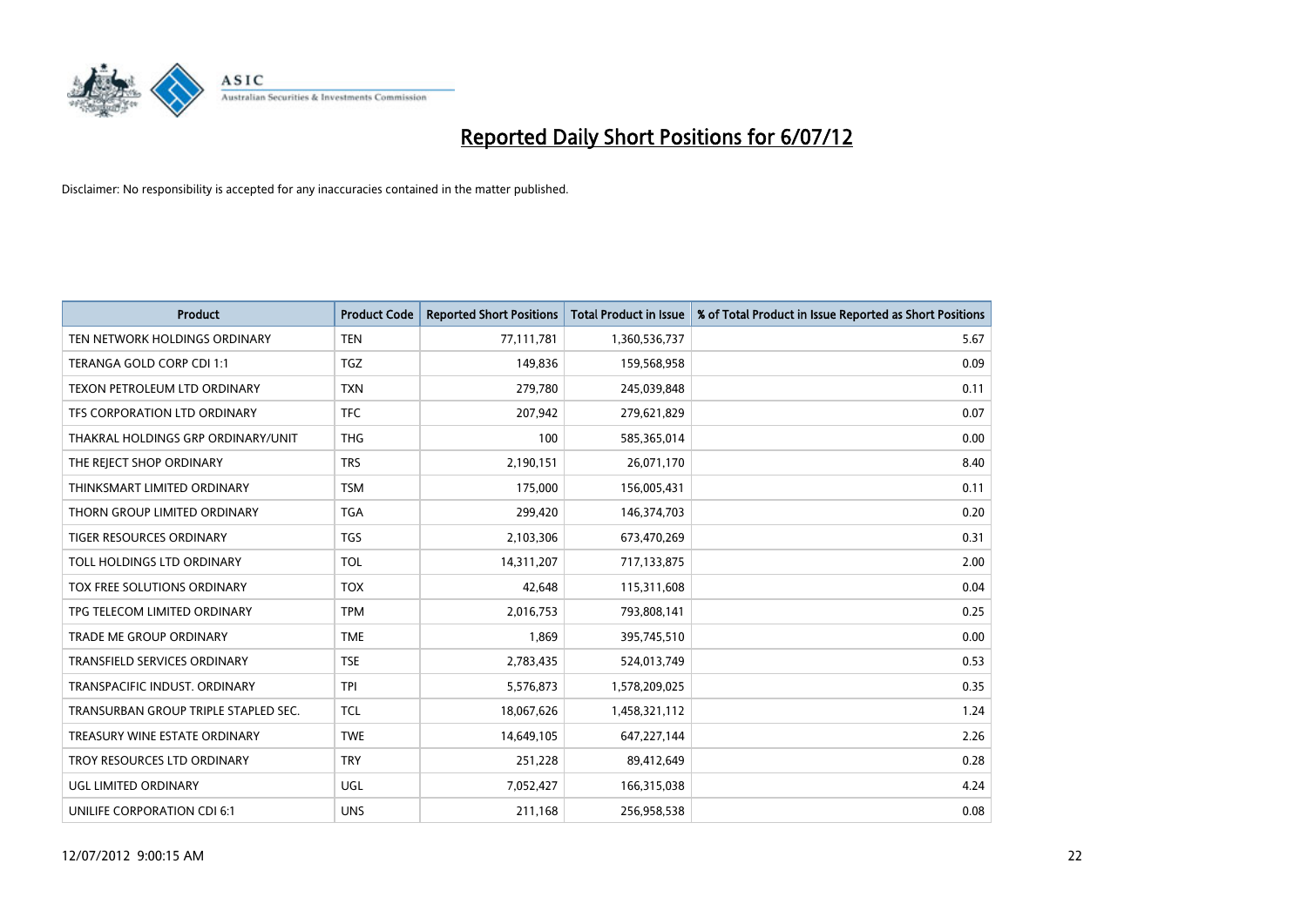# Reported Daily Short Positions for 6/07/12

Disclaimer: No responsibility is accepted for any inaccuracies contained in the matter published.

| Product | Product Code | Reported Short Positions | Total Product in Issue | % of Total Product in Issue Reported as Short Positions |
|---|---|---|---|---|
| TEN NETWORK HOLDINGS ORDINARY | TEN | 77,111,781 | 1,360,536,737 | 5.67 |
| TERANGA GOLD CORP CDI 1:1 | TGZ | 149,836 | 159,568,958 | 0.09 |
| TEXON PETROLEUM LTD ORDINARY | TXN | 279,780 | 245,039,848 | 0.11 |
| TFS CORPORATION LTD ORDINARY | TFC | 207,942 | 279,621,829 | 0.07 |
| THAKRAL HOLDINGS GRP ORDINARY/UNIT | THG | 100 | 585,365,014 | 0.00 |
| THE REJECT SHOP ORDINARY | TRS | 2,190,151 | 26,071,170 | 8.40 |
| THINKSMART LIMITED ORDINARY | TSM | 175,000 | 156,005,431 | 0.11 |
| THORN GROUP LIMITED ORDINARY | TGA | 299,420 | 146,374,703 | 0.20 |
| TIGER RESOURCES ORDINARY | TGS | 2,103,306 | 673,470,269 | 0.31 |
| TOLL HOLDINGS LTD ORDINARY | TOL | 14,311,207 | 717,133,875 | 2.00 |
| TOX FREE SOLUTIONS ORDINARY | TOX | 42,648 | 115,311,608 | 0.04 |
| TPG TELECOM LIMITED ORDINARY | TPM | 2,016,753 | 793,808,141 | 0.25 |
| TRADE ME GROUP ORDINARY | TME | 1,869 | 395,745,510 | 0.00 |
| TRANSFIELD SERVICES ORDINARY | TSE | 2,783,435 | 524,013,749 | 0.53 |
| TRANSPACIFIC INDUST. ORDINARY | TPI | 5,576,873 | 1,578,209,025 | 0.35 |
| TRANSURBAN GROUP TRIPLE STAPLED SEC. | TCL | 18,067,626 | 1,458,321,112 | 1.24 |
| TREASURY WINE ESTATE ORDINARY | TWE | 14,649,105 | 647,227,144 | 2.26 |
| TROY RESOURCES LTD ORDINARY | TRY | 251,228 | 89,412,649 | 0.28 |
| UGL LIMITED ORDINARY | UGL | 7,052,427 | 166,315,038 | 4.24 |
| UNILIFE CORPORATION CDI 6:1 | UNS | 211,168 | 256,958,538 | 0.08 |

12/07/2012 9:00:15 AM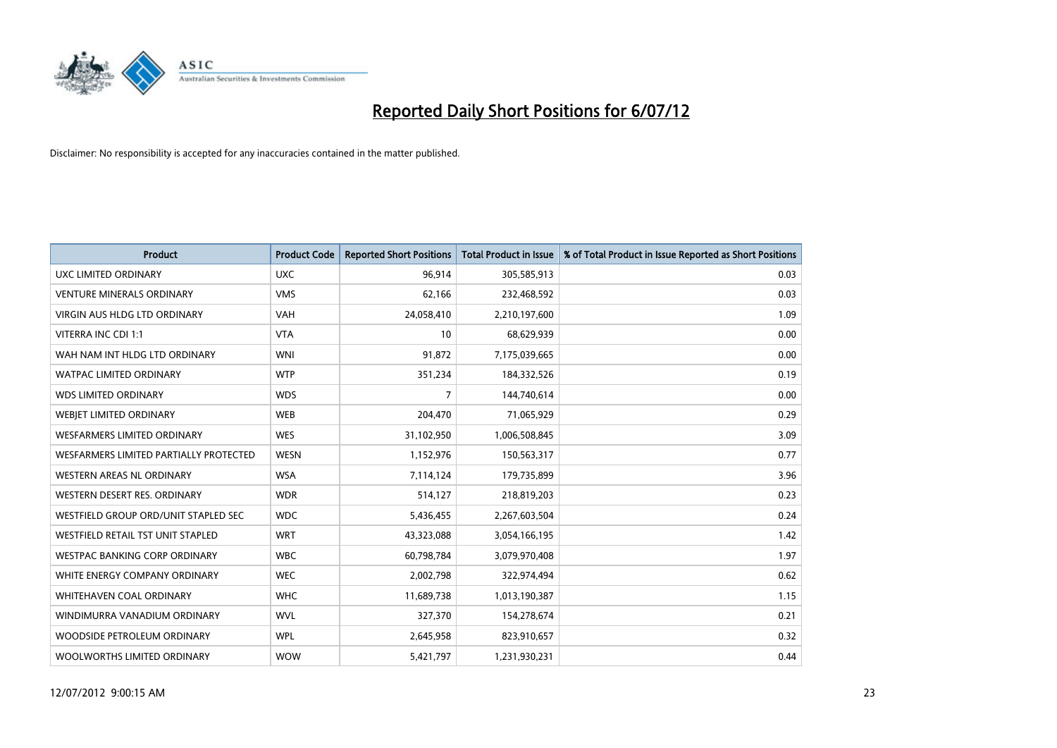# Reported Daily Short Positions for 6/07/12

Disclaimer: No responsibility is accepted for any inaccuracies contained in the matter published.

| Product | Product Code | Reported Short Positions | Total Product in Issue | % of Total Product in Issue Reported as Short Positions |
|---|---|---|---|---|
| UXC LIMITED ORDINARY | UXC | 96,914 | 305,585,913 | 0.03 |
| VENTURE MINERALS ORDINARY | VMS | 62,166 | 232,468,592 | 0.03 |
| VIRGIN AUS HLDG LTD ORDINARY | VAH | 24,058,410 | 2,210,197,600 | 1.09 |
| VITERRA INC CDI 1:1 | VTA | 10 | 68,629,939 | 0.00 |
| WAH NAM INT HLDG LTD ORDINARY | WNI | 91,872 | 7,175,039,665 | 0.00 |
| WATPAC LIMITED ORDINARY | WTP | 351,234 | 184,332,526 | 0.19 |
| WDS LIMITED ORDINARY | WDS | 7 | 144,740,614 | 0.00 |
| WEBJET LIMITED ORDINARY | WEB | 204,470 | 71,065,929 | 0.29 |
| WESFARMERS LIMITED ORDINARY | WES | 31,102,950 | 1,006,508,845 | 3.09 |
| WESFARMERS LIMITED PARTIALLY PROTECTED | WESN | 1,152,976 | 150,563,317 | 0.77 |
| WESTERN AREAS NL ORDINARY | WSA | 7,114,124 | 179,735,899 | 3.96 |
| WESTERN DESERT RES. ORDINARY | WDR | 514,127 | 218,819,203 | 0.23 |
| WESTFIELD GROUP ORD/UNIT STAPLED SEC | WDC | 5,436,455 | 2,267,603,504 | 0.24 |
| WESTFIELD RETAIL TST UNIT STAPLED | WRT | 43,323,088 | 3,054,166,195 | 1.42 |
| WESTPAC BANKING CORP ORDINARY | WBC | 60,798,784 | 3,079,970,408 | 1.97 |
| WHITE ENERGY COMPANY ORDINARY | WEC | 2,002,798 | 322,974,494 | 0.62 |
| WHITEHAVEN COAL ORDINARY | WHC | 11,689,738 | 1,013,190,387 | 1.15 |
| WINDIMURRA VANADIUM ORDINARY | WVL | 327,370 | 154,278,674 | 0.21 |
| WOODSIDE PETROLEUM ORDINARY | WPL | 2,645,958 | 823,910,657 | 0.32 |
| WOOLWORTHS LIMITED ORDINARY | WOW | 5,421,797 | 1,231,930,231 | 0.44 |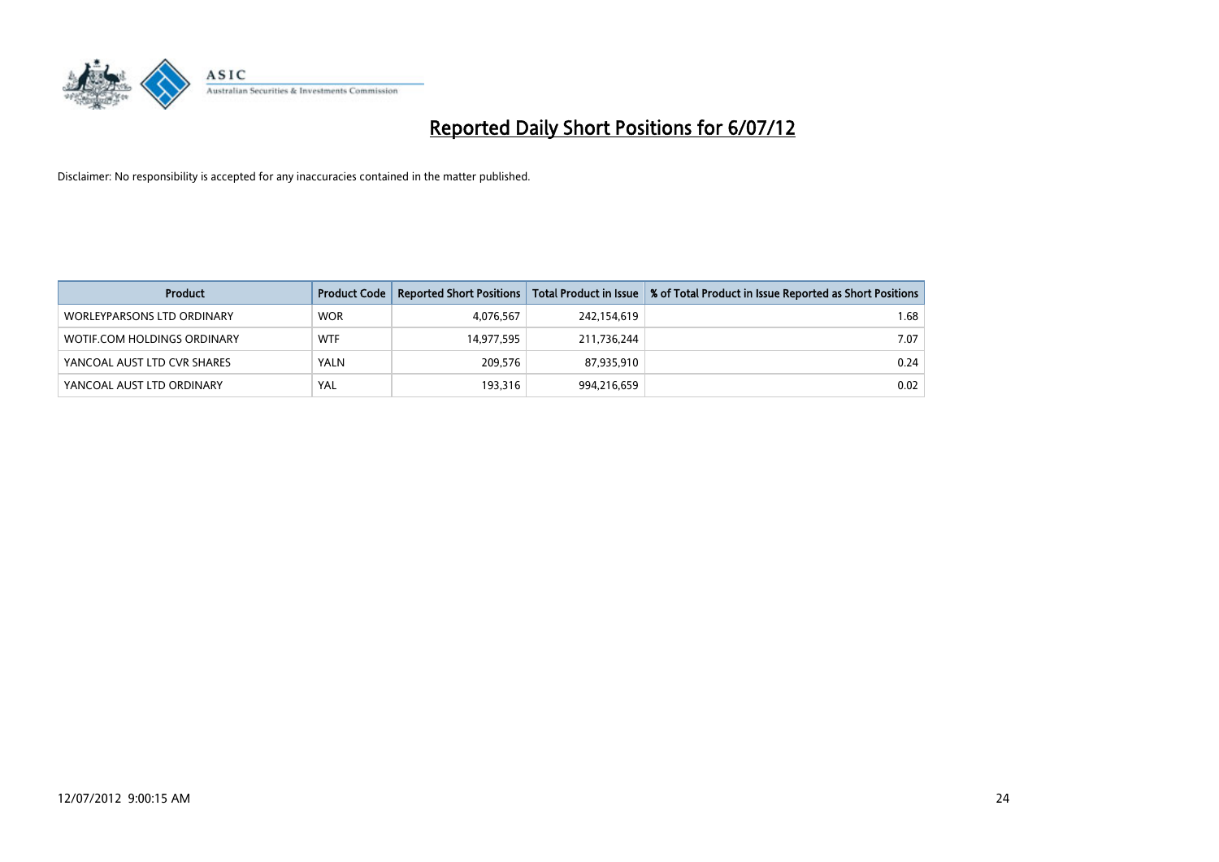# Reported Daily Short Positions for 6/07/12

Disclaimer: No responsibility is accepted for any inaccuracies contained in the matter published.

| Product | Product Code | Reported Short Positions | Total Product in Issue | % of Total Product in Issue Reported as Short Positions |
| --- | --- | --- | --- | --- |
| WORLEYPARSONS LTD ORDINARY | WOR | 4,076,567 | 242,154,619 | 1.68 |
| WOTIF.COM HOLDINGS ORDINARY | WTF | 14,977,595 | 211,736,244 | 7.07 |
| YANCOAL AUST LTD CVR SHARES | YALN | 209,576 | 87,935,910 | 0.24 |
| YANCOAL AUST LTD ORDINARY | YAL | 193,316 | 994,216,659 | 0.02 |

12/07/2012 9:00:15 AM